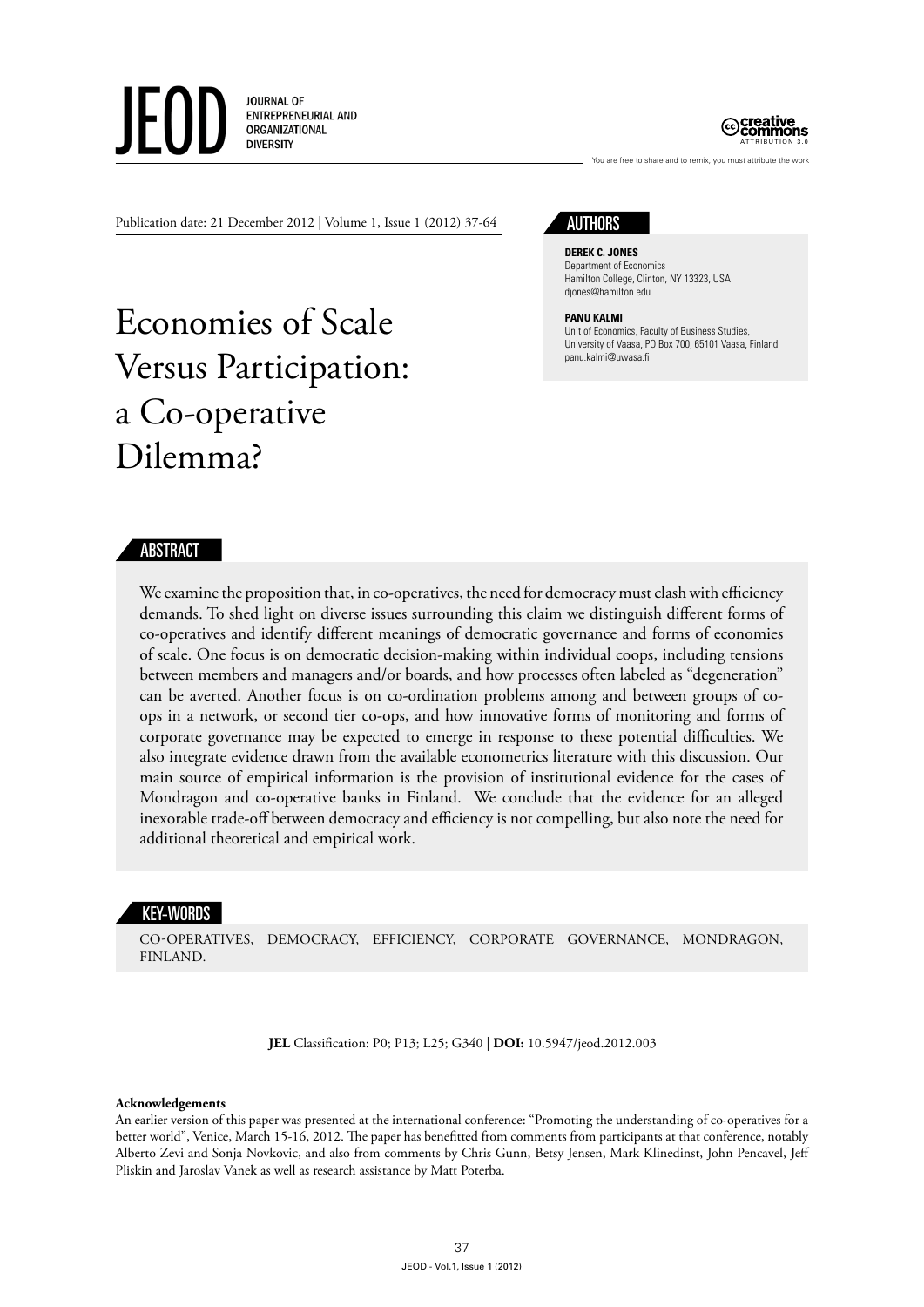JEOD JOURNAL OF ENTREPRENEURIAL AND ORGANIZATIONAL DIVERSITY

creative commons ATTRIBUTION 3.0

You are free to share and to remix, you must attribute the work

Publication date: 21 December 2012 | Volume 1, Issue 1 (2012) 37-64

# Economies of Scale Versus Participation: a Co-operative Dilemma?

## AUTHORS

**DEREK C. JONES**
Department of Economics
Hamilton College, Clinton, NY 13323, USA
djones@hamilton.edu

**PANU KALMI**
Unit of Economics, Faculty of Business Studies, University of Vaasa, PO Box 700, 65101 Vaasa, Finland
panu.kalmi@uwasa.fi

## ABSTRACT

We examine the proposition that, in co-operatives, the need for democracy must clash with efficiency demands. To shed light on diverse issues surrounding this claim we distinguish different forms of co-operatives and identify different meanings of democratic governance and forms of economies of scale. One focus is on democratic decision-making within individual coops, including tensions between members and managers and/or boards, and how processes often labeled as "degeneration" can be averted. Another focus is on co-ordination problems among and between groups of co-ops in a network, or second tier co-ops, and how innovative forms of monitoring and forms of corporate governance may be expected to emerge in response to these potential difficulties. We also integrate evidence drawn from the available econometrics literature with this discussion. Our main source of empirical information is the provision of institutional evidence for the cases of Mondragon and co-operative banks in Finland. We conclude that the evidence for an alleged inexorable trade-off between democracy and efficiency is not compelling, but also note the need for additional theoretical and empirical work.

## KEY-WORDS

CO-OPERATIVES, DEMOCRACY, EFFICIENCY, CORPORATE GOVERNANCE, MONDRAGON, FINLAND.

**JEL** Classification: P0; P13; L25; G340 | **DOI:** 10.5947/jeod.2012.003

**Acknowledgements**
An earlier version of this paper was presented at the international conference: "Promoting the understanding of co-operatives for a better world", Venice, March 15-16, 2012. The paper has benefitted from comments from participants at that conference, notably Alberto Zevi and Sonja Novkovic, and also from comments by Chris Gunn, Betsy Jensen, Mark Klinedinst, John Pencavel, Jeff Pliskin and Jaroslav Vanek as well as research assistance by Matt Poterba.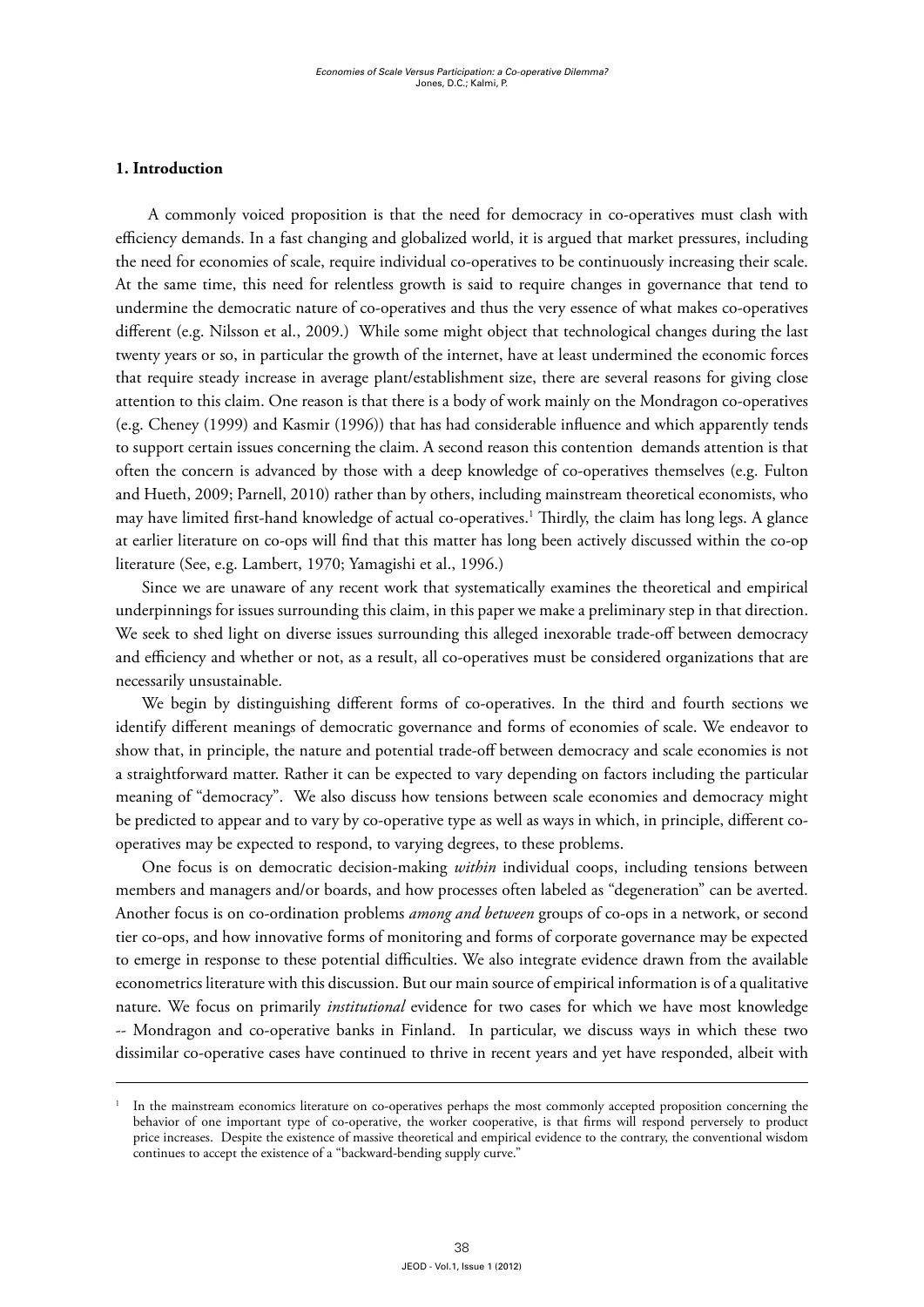## 1. Introduction

A commonly voiced proposition is that the need for democracy in co-operatives must clash with efficiency demands. In a fast changing and globalized world, it is argued that market pressures, including the need for economies of scale, require individual co-operatives to be continuously increasing their scale. At the same time, this need for relentless growth is said to require changes in governance that tend to undermine the democratic nature of co-operatives and thus the very essence of what makes co-operatives different (e.g. Nilsson et al., 2009.) While some might object that technological changes during the last twenty years or so, in particular the growth of the internet, have at least undermined the economic forces that require steady increase in average plant/establishment size, there are several reasons for giving close attention to this claim. One reason is that there is a body of work mainly on the Mondragon co-operatives (e.g. Cheney (1999) and Kasmir (1996)) that has had considerable influence and which apparently tends to support certain issues concerning the claim. A second reason this contention demands attention is that often the concern is advanced by those with a deep knowledge of co-operatives themselves (e.g. Fulton and Hueth, 2009; Parnell, 2010) rather than by others, including mainstream theoretical economists, who may have limited first-hand knowledge of actual co-operatives.[1] Thirdly, the claim has long legs. A glance at earlier literature on co-ops will find that this matter has long been actively discussed within the co-op literature (See, e.g. Lambert, 1970; Yamagishi et al., 1996.)

Since we are unaware of any recent work that systematically examines the theoretical and empirical underpinnings for issues surrounding this claim, in this paper we make a preliminary step in that direction. We seek to shed light on diverse issues surrounding this alleged inexorable trade-off between democracy and efficiency and whether or not, as a result, all co-operatives must be considered organizations that are necessarily unsustainable.

We begin by distinguishing different forms of co-operatives. In the third and fourth sections we identify different meanings of democratic governance and forms of economies of scale. We endeavor to show that, in principle, the nature and potential trade-off between democracy and scale economies is not a straightforward matter. Rather it can be expected to vary depending on factors including the particular meaning of "democracy". We also discuss how tensions between scale economies and democracy might be predicted to appear and to vary by co-operative type as well as ways in which, in principle, different co-operatives may be expected to respond, to varying degrees, to these problems.

One focus is on democratic decision-making *within* individual coops, including tensions between members and managers and/or boards, and how processes often labeled as "degeneration" can be averted. Another focus is on co-ordination problems *among and between* groups of co-ops in a network, or second tier co-ops, and how innovative forms of monitoring and forms of corporate governance may be expected to emerge in response to these potential difficulties. We also integrate evidence drawn from the available econometrics literature with this discussion. But our main source of empirical information is of a qualitative nature. We focus on primarily *institutional* evidence for two cases for which we have most knowledge -- Mondragon and co-operative banks in Finland. In particular, we discuss ways in which these two dissimilar co-operative cases have continued to thrive in recent years and yet have responded, albeit with

[1] In the mainstream economics literature on co-operatives perhaps the most commonly accepted proposition concerning the behavior of one important type of co-operative, the worker cooperative, is that firms will respond perversely to product price increases. Despite the existence of massive theoretical and empirical evidence to the contrary, the conventional wisdom continues to accept the existence of a "backward-bending supply curve."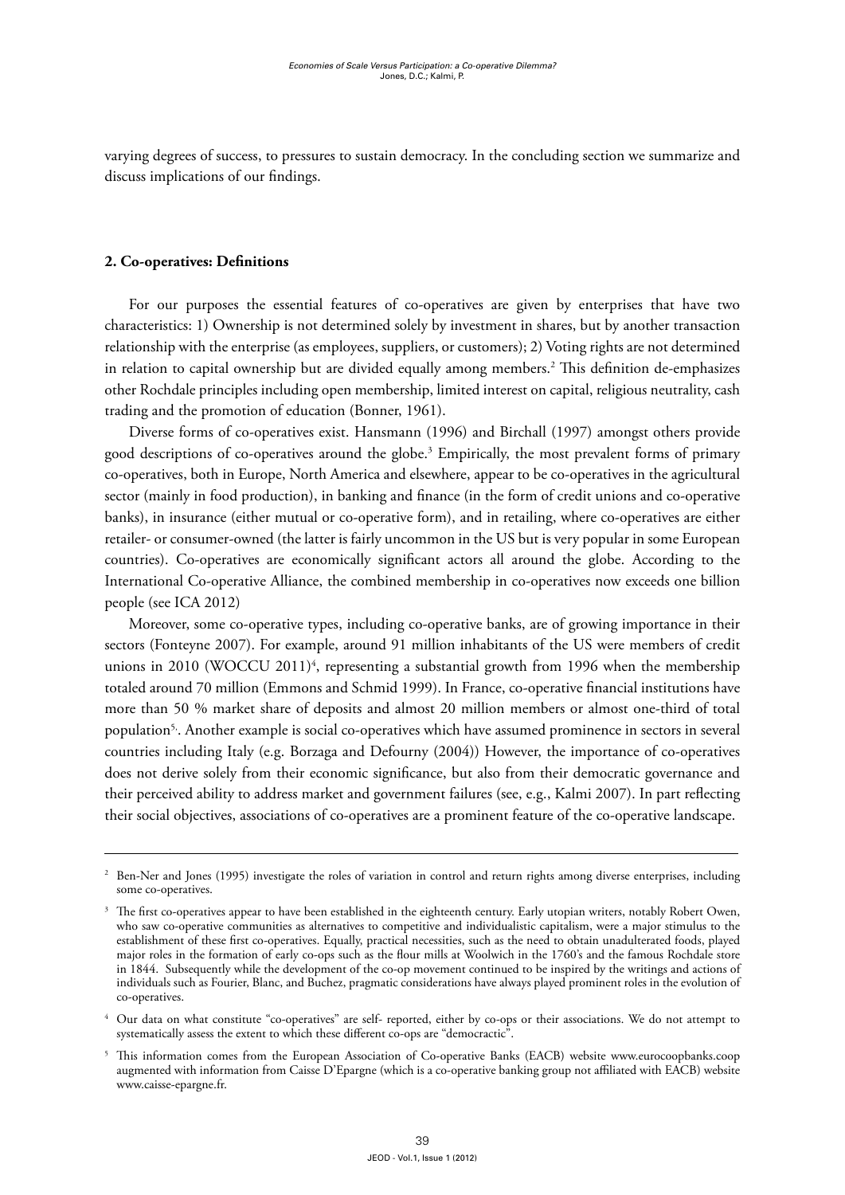varying degrees of success, to pressures to sustain democracy. In the concluding section we summarize and discuss implications of our findings.

## 2. Co-operatives: Definitions

For our purposes the essential features of co-operatives are given by enterprises that have two characteristics: 1) Ownership is not determined solely by investment in shares, but by another transaction relationship with the enterprise (as employees, suppliers, or customers); 2) Voting rights are not determined in relation to capital ownership but are divided equally among members.[2] This definition de-emphasizes other Rochdale principles including open membership, limited interest on capital, religious neutrality, cash trading and the promotion of education (Bonner, 1961).

Diverse forms of co-operatives exist. Hansmann (1996) and Birchall (1997) amongst others provide good descriptions of co-operatives around the globe.[3] Empirically, the most prevalent forms of primary co-operatives, both in Europe, North America and elsewhere, appear to be co-operatives in the agricultural sector (mainly in food production), in banking and finance (in the form of credit unions and co-operative banks), in insurance (either mutual or co-operative form), and in retailing, where co-operatives are either retailer- or consumer-owned (the latter is fairly uncommon in the US but is very popular in some European countries). Co-operatives are economically significant actors all around the globe. According to the International Co-operative Alliance, the combined membership in co-operatives now exceeds one billion people (see ICA 2012)

Moreover, some co-operative types, including co-operative banks, are of growing importance in their sectors (Fonteyne 2007). For example, around 91 million inhabitants of the US were members of credit unions in 2010 (WOCCU 2011)[4], representing a substantial growth from 1996 when the membership totaled around 70 million (Emmons and Schmid 1999). In France, co-operative financial institutions have more than 50 % market share of deposits and almost 20 million members or almost one-third of total population[5]. Another example is social co-operatives which have assumed prominence in sectors in several countries including Italy (e.g. Borzaga and Defourny (2004)) However, the importance of co-operatives does not derive solely from their economic significance, but also from their democratic governance and their perceived ability to address market and government failures (see, e.g., Kalmi 2007). In part reflecting their social objectives, associations of co-operatives are a prominent feature of the co-operative landscape.

---

[2] Ben-Ner and Jones (1995) investigate the roles of variation in control and return rights among diverse enterprises, including some co-operatives.

[3] The first co-operatives appear to have been established in the eighteenth century. Early utopian writers, notably Robert Owen, who saw co-operative communities as alternatives to competitive and individualistic capitalism, were a major stimulus to the establishment of these first co-operatives. Equally, practical necessities, such as the need to obtain unadulterated foods, played major roles in the formation of early co-ops such as the flour mills at Woolwich in the 1760's and the famous Rochdale store in 1844. Subsequently while the development of the co-op movement continued to be inspired by the writings and actions of individuals such as Fourier, Blanc, and Buchez, pragmatic considerations have always played prominent roles in the evolution of co-operatives.

[4] Our data on what constitute "co-operatives" are self- reported, either by co-ops or their associations. We do not attempt to systematically assess the extent to which these different co-ops are "democractic".

[5] This information comes from the European Association of Co-operative Banks (EACB) website www.eurocoopbanks.coop augmented with information from Caisse D'Epargne (which is a co-operative banking group not affiliated with EACB) website www.caisse-epargne.fr.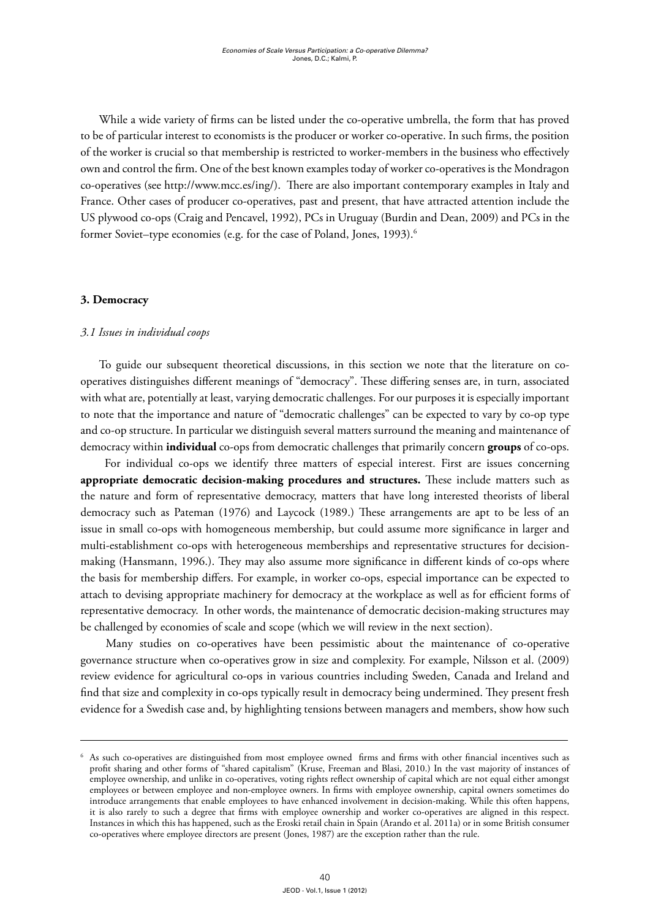While a wide variety of firms can be listed under the co-operative umbrella, the form that has proved to be of particular interest to economists is the producer or worker co-operative. In such firms, the position of the worker is crucial so that membership is restricted to worker-members in the business who effectively own and control the firm. One of the best known examples today of worker co-operatives is the Mondragon co-operatives (see http://www.mcc.es/ing/). There are also important contemporary examples in Italy and France. Other cases of producer co-operatives, past and present, that have attracted attention include the US plywood co-ops (Craig and Pencavel, 1992), PCs in Uruguay (Burdin and Dean, 2009) and PCs in the former Soviet–type economies (e.g. for the case of Poland, Jones, 1993).[6]

## 3. Democracy

### *3.1 Issues in individual coops*

To guide our subsequent theoretical discussions, in this section we note that the literature on co-operatives distinguishes different meanings of "democracy". These differing senses are, in turn, associated with what are, potentially at least, varying democratic challenges. For our purposes it is especially important to note that the importance and nature of "democratic challenges" can be expected to vary by co-op type and co-op structure. In particular we distinguish several matters surround the meaning and maintenance of democracy within **individual** co-ops from democratic challenges that primarily concern **groups** of co-ops.

For individual co-ops we identify three matters of especial interest. First are issues concerning **appropriate democratic decision-making procedures and structures.** These include matters such as the nature and form of representative democracy, matters that have long interested theorists of liberal democracy such as Pateman (1976) and Laycock (1989.) These arrangements are apt to be less of an issue in small co-ops with homogeneous membership, but could assume more significance in larger and multi-establishment co-ops with heterogeneous memberships and representative structures for decision-making (Hansmann, 1996.). They may also assume more significance in different kinds of co-ops where the basis for membership differs. For example, in worker co-ops, especial importance can be expected to attach to devising appropriate machinery for democracy at the workplace as well as for efficient forms of representative democracy. In other words, the maintenance of democratic decision-making structures may be challenged by economies of scale and scope (which we will review in the next section).

Many studies on co-operatives have been pessimistic about the maintenance of co-operative governance structure when co-operatives grow in size and complexity. For example, Nilsson et al. (2009) review evidence for agricultural co-ops in various countries including Sweden, Canada and Ireland and find that size and complexity in co-ops typically result in democracy being undermined. They present fresh evidence for a Swedish case and, by highlighting tensions between managers and members, show how such

---

[6] As such co-operatives are distinguished from most employee owned firms and firms with other financial incentives such as profit sharing and other forms of "shared capitalism" (Kruse, Freeman and Blasi, 2010.) In the vast majority of instances of employee ownership, and unlike in co-operatives, voting rights reflect ownership of capital which are not equal either amongst employees or between employee and non-employee owners. In firms with employee ownership, capital owners sometimes do introduce arrangements that enable employees to have enhanced involvement in decision-making. While this often happens, it is also rarely to such a degree that firms with employee ownership and worker co-operatives are aligned in this respect. Instances in which this has happened, such as the Eroski retail chain in Spain (Arando et al. 2011a) or in some British consumer co-operatives where employee directors are present (Jones, 1987) are the exception rather than the rule.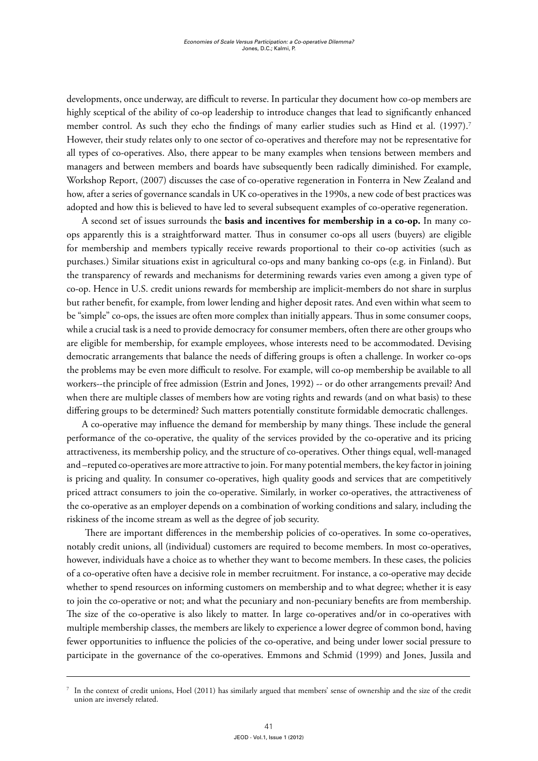developments, once underway, are difficult to reverse. In particular they document how co-op members are highly sceptical of the ability of co-op leadership to introduce changes that lead to significantly enhanced member control. As such they echo the findings of many earlier studies such as Hind et al. (1997).[7] However, their study relates only to one sector of co-operatives and therefore may not be representative for all types of co-operatives. Also, there appear to be many examples when tensions between members and managers and between members and boards have subsequently been radically diminished. For example, Workshop Report, (2007) discusses the case of co-operative regeneration in Fonterra in New Zealand and how, after a series of governance scandals in UK co-operatives in the 1990s, a new code of best practices was adopted and how this is believed to have led to several subsequent examples of co-operative regeneration.

A second set of issues surrounds the **basis and incentives for membership in a co-op.** In many co-ops apparently this is a straightforward matter. Thus in consumer co-ops all users (buyers) are eligible for membership and members typically receive rewards proportional to their co-op activities (such as purchases.) Similar situations exist in agricultural co-ops and many banking co-ops (e.g. in Finland). But the transparency of rewards and mechanisms for determining rewards varies even among a given type of co-op. Hence in U.S. credit unions rewards for membership are implicit-members do not share in surplus but rather benefit, for example, from lower lending and higher deposit rates. And even within what seem to be "simple" co-ops, the issues are often more complex than initially appears. Thus in some consumer coops, while a crucial task is a need to provide democracy for consumer members, often there are other groups who are eligible for membership, for example employees, whose interests need to be accommodated. Devising democratic arrangements that balance the needs of differing groups is often a challenge. In worker co-ops the problems may be even more difficult to resolve. For example, will co-op membership be available to all workers--the principle of free admission (Estrin and Jones, 1992) -- or do other arrangements prevail? And when there are multiple classes of members how are voting rights and rewards (and on what basis) to these differing groups to be determined? Such matters potentially constitute formidable democratic challenges.

A co-operative may influence the demand for membership by many things. These include the general performance of the co-operative, the quality of the services provided by the co-operative and its pricing attractiveness, its membership policy, and the structure of co-operatives. Other things equal, well-managed and –reputed co-operatives are more attractive to join. For many potential members, the key factor in joining is pricing and quality. In consumer co-operatives, high quality goods and services that are competitively priced attract consumers to join the co-operative. Similarly, in worker co-operatives, the attractiveness of the co-operative as an employer depends on a combination of working conditions and salary, including the riskiness of the income stream as well as the degree of job security.

There are important differences in the membership policies of co-operatives. In some co-operatives, notably credit unions, all (individual) customers are required to become members. In most co-operatives, however, individuals have a choice as to whether they want to become members. In these cases, the policies of a co-operative often have a decisive role in member recruitment. For instance, a co-operative may decide whether to spend resources on informing customers on membership and to what degree; whether it is easy to join the co-operative or not; and what the pecuniary and non-pecuniary benefits are from membership. The size of the co-operative is also likely to matter. In large co-operatives and/or in co-operatives with multiple membership classes, the members are likely to experience a lower degree of common bond, having fewer opportunities to influence the policies of the co-operative, and being under lower social pressure to participate in the governance of the co-operatives. Emmons and Schmid (1999) and Jones, Jussila and

---

[7] In the context of credit unions, Hoel (2011) has similarly argued that members' sense of ownership and the size of the credit union are inversely related.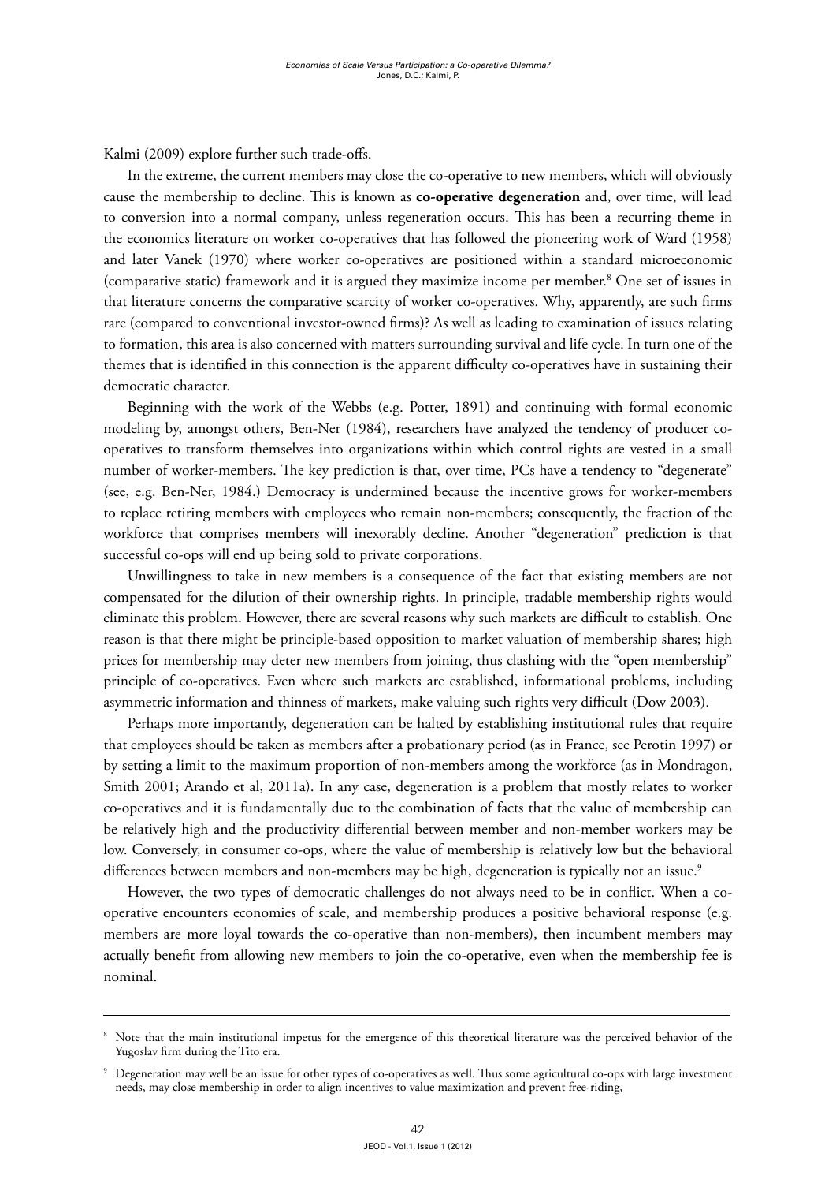Kalmi (2009) explore further such trade-offs.

In the extreme, the current members may close the co-operative to new members, which will obviously cause the membership to decline. This is known as **co-operative degeneration** and, over time, will lead to conversion into a normal company, unless regeneration occurs. This has been a recurring theme in the economics literature on worker co-operatives that has followed the pioneering work of Ward (1958) and later Vanek (1970) where worker co-operatives are positioned within a standard microeconomic (comparative static) framework and it is argued they maximize income per member.[8] One set of issues in that literature concerns the comparative scarcity of worker co-operatives. Why, apparently, are such firms rare (compared to conventional investor-owned firms)? As well as leading to examination of issues relating to formation, this area is also concerned with matters surrounding survival and life cycle. In turn one of the themes that is identified in this connection is the apparent difficulty co-operatives have in sustaining their democratic character.

Beginning with the work of the Webbs (e.g. Potter, 1891) and continuing with formal economic modeling by, amongst others, Ben-Ner (1984), researchers have analyzed the tendency of producer co-operatives to transform themselves into organizations within which control rights are vested in a small number of worker-members. The key prediction is that, over time, PCs have a tendency to "degenerate" (see, e.g. Ben-Ner, 1984.) Democracy is undermined because the incentive grows for worker-members to replace retiring members with employees who remain non-members; consequently, the fraction of the workforce that comprises members will inexorably decline. Another "degeneration" prediction is that successful co-ops will end up being sold to private corporations.

Unwillingness to take in new members is a consequence of the fact that existing members are not compensated for the dilution of their ownership rights. In principle, tradable membership rights would eliminate this problem. However, there are several reasons why such markets are difficult to establish. One reason is that there might be principle-based opposition to market valuation of membership shares; high prices for membership may deter new members from joining, thus clashing with the "open membership" principle of co-operatives. Even where such markets are established, informational problems, including asymmetric information and thinness of markets, make valuing such rights very difficult (Dow 2003).

Perhaps more importantly, degeneration can be halted by establishing institutional rules that require that employees should be taken as members after a probationary period (as in France, see Perotin 1997) or by setting a limit to the maximum proportion of non-members among the workforce (as in Mondragon, Smith 2001; Arando et al, 2011a). In any case, degeneration is a problem that mostly relates to worker co-operatives and it is fundamentally due to the combination of facts that the value of membership can be relatively high and the productivity differential between member and non-member workers may be low. Conversely, in consumer co-ops, where the value of membership is relatively low but the behavioral differences between members and non-members may be high, degeneration is typically not an issue.[9]

However, the two types of democratic challenges do not always need to be in conflict. When a co-operative encounters economies of scale, and membership produces a positive behavioral response (e.g. members are more loyal towards the co-operative than non-members), then incumbent members may actually benefit from allowing new members to join the co-operative, even when the membership fee is nominal.

---

[8] Note that the main institutional impetus for the emergence of this theoretical literature was the perceived behavior of the Yugoslav firm during the Tito era.

[9] Degeneration may well be an issue for other types of co-operatives as well. Thus some agricultural co-ops with large investment needs, may close membership in order to align incentives to value maximization and prevent free-riding,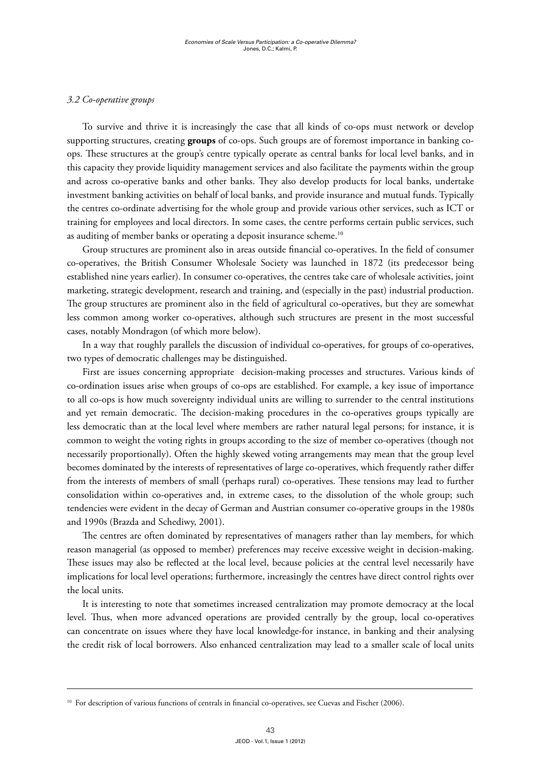### *3.2 Co-operative groups*

To survive and thrive it is increasingly the case that all kinds of co-ops must network or develop supporting structures, creating **groups** of co-ops. Such groups are of foremost importance in banking co-ops. These structures at the group's centre typically operate as central banks for local level banks, and in this capacity they provide liquidity management services and also facilitate the payments within the group and across co-operative banks and other banks. They also develop products for local banks, undertake investment banking activities on behalf of local banks, and provide insurance and mutual funds. Typically the centres co-ordinate advertising for the whole group and provide various other services, such as ICT or training for employees and local directors. In some cases, the centre performs certain public services, such as auditing of member banks or operating a deposit insurance scheme.[10]

Group structures are prominent also in areas outside financial co-operatives. In the field of consumer co-operatives, the British Consumer Wholesale Society was launched in 1872 (its predecessor being established nine years earlier). In consumer co-operatives, the centres take care of wholesale activities, joint marketing, strategic development, research and training, and (especially in the past) industrial production. The group structures are prominent also in the field of agricultural co-operatives, but they are somewhat less common among worker co-operatives, although such structures are present in the most successful cases, notably Mondragon (of which more below).

In a way that roughly parallels the discussion of individual co-operatives, for groups of co-operatives, two types of democratic challenges may be distinguished.

First are issues concerning appropriate decision-making processes and structures. Various kinds of co-ordination issues arise when groups of co-ops are established. For example, a key issue of importance to all co-ops is how much sovereignty individual units are willing to surrender to the central institutions and yet remain democratic. The decision-making procedures in the co-operatives groups typically are less democratic than at the local level where members are rather natural legal persons; for instance, it is common to weight the voting rights in groups according to the size of member co-operatives (though not necessarily proportionally). Often the highly skewed voting arrangements may mean that the group level becomes dominated by the interests of representatives of large co-operatives, which frequently rather differ from the interests of members of small (perhaps rural) co-operatives. These tensions may lead to further consolidation within co-operatives and, in extreme cases, to the dissolution of the whole group; such tendencies were evident in the decay of German and Austrian consumer co-operative groups in the 1980s and 1990s (Brazda and Schediwy, 2001).

The centres are often dominated by representatives of managers rather than lay members, for which reason managerial (as opposed to member) preferences may receive excessive weight in decision-making. These issues may also be reflected at the local level, because policies at the central level necessarily have implications for local level operations; furthermore, increasingly the centres have direct control rights over the local units.

It is interesting to note that sometimes increased centralization may promote democracy at the local level. Thus, when more advanced operations are provided centrally by the group, local co-operatives can concentrate on issues where they have local knowledge-for instance, in banking and their analysing the credit risk of local borrowers. Also enhanced centralization may lead to a smaller scale of local units

---

[10] For description of various functions of centrals in financial co-operatives, see Cuevas and Fischer (2006).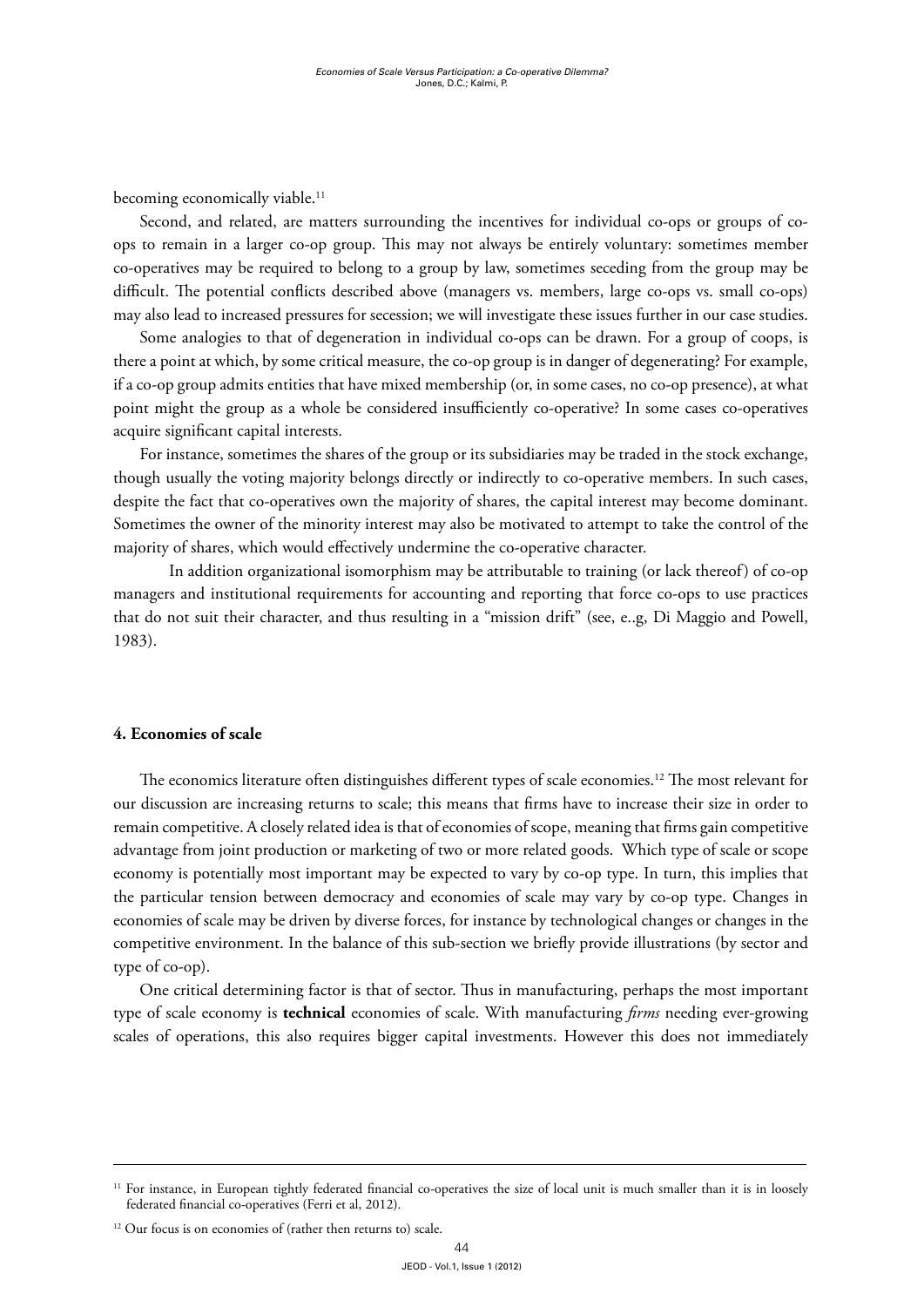becoming economically viable.[11]

Second, and related, are matters surrounding the incentives for individual co-ops or groups of co-ops to remain in a larger co-op group. This may not always be entirely voluntary: sometimes member co-operatives may be required to belong to a group by law, sometimes seceding from the group may be difficult. The potential conflicts described above (managers vs. members, large co-ops vs. small co-ops) may also lead to increased pressures for secession; we will investigate these issues further in our case studies.

Some analogies to that of degeneration in individual co-ops can be drawn. For a group of coops, is there a point at which, by some critical measure, the co-op group is in danger of degenerating? For example, if a co-op group admits entities that have mixed membership (or, in some cases, no co-op presence), at what point might the group as a whole be considered insufficiently co-operative? In some cases co-operatives acquire significant capital interests.

For instance, sometimes the shares of the group or its subsidiaries may be traded in the stock exchange, though usually the voting majority belongs directly or indirectly to co-operative members. In such cases, despite the fact that co-operatives own the majority of shares, the capital interest may become dominant. Sometimes the owner of the minority interest may also be motivated to attempt to take the control of the majority of shares, which would effectively undermine the co-operative character.

In addition organizational isomorphism may be attributable to training (or lack thereof) of co-op managers and institutional requirements for accounting and reporting that force co-ops to use practices that do not suit their character, and thus resulting in a "mission drift" (see, e..g, Di Maggio and Powell, 1983).

## 4. Economies of scale

The economics literature often distinguishes different types of scale economies.[12] The most relevant for our discussion are increasing returns to scale; this means that firms have to increase their size in order to remain competitive. A closely related idea is that of economies of scope, meaning that firms gain competitive advantage from joint production or marketing of two or more related goods. Which type of scale or scope economy is potentially most important may be expected to vary by co-op type. In turn, this implies that the particular tension between democracy and economies of scale may vary by co-op type. Changes in economies of scale may be driven by diverse forces, for instance by technological changes or changes in the competitive environment. In the balance of this sub-section we briefly provide illustrations (by sector and type of co-op).

One critical determining factor is that of sector. Thus in manufacturing, perhaps the most important type of scale economy is **technical** economies of scale. With manufacturing *firms* needing ever-growing scales of operations, this also requires bigger capital investments. However this does not immediately

---

[11] For instance, in European tightly federated financial co-operatives the size of local unit is much smaller than it is in loosely federated financial co-operatives (Ferri et al, 2012).

[12] Our focus is on economies of (rather then returns to) scale.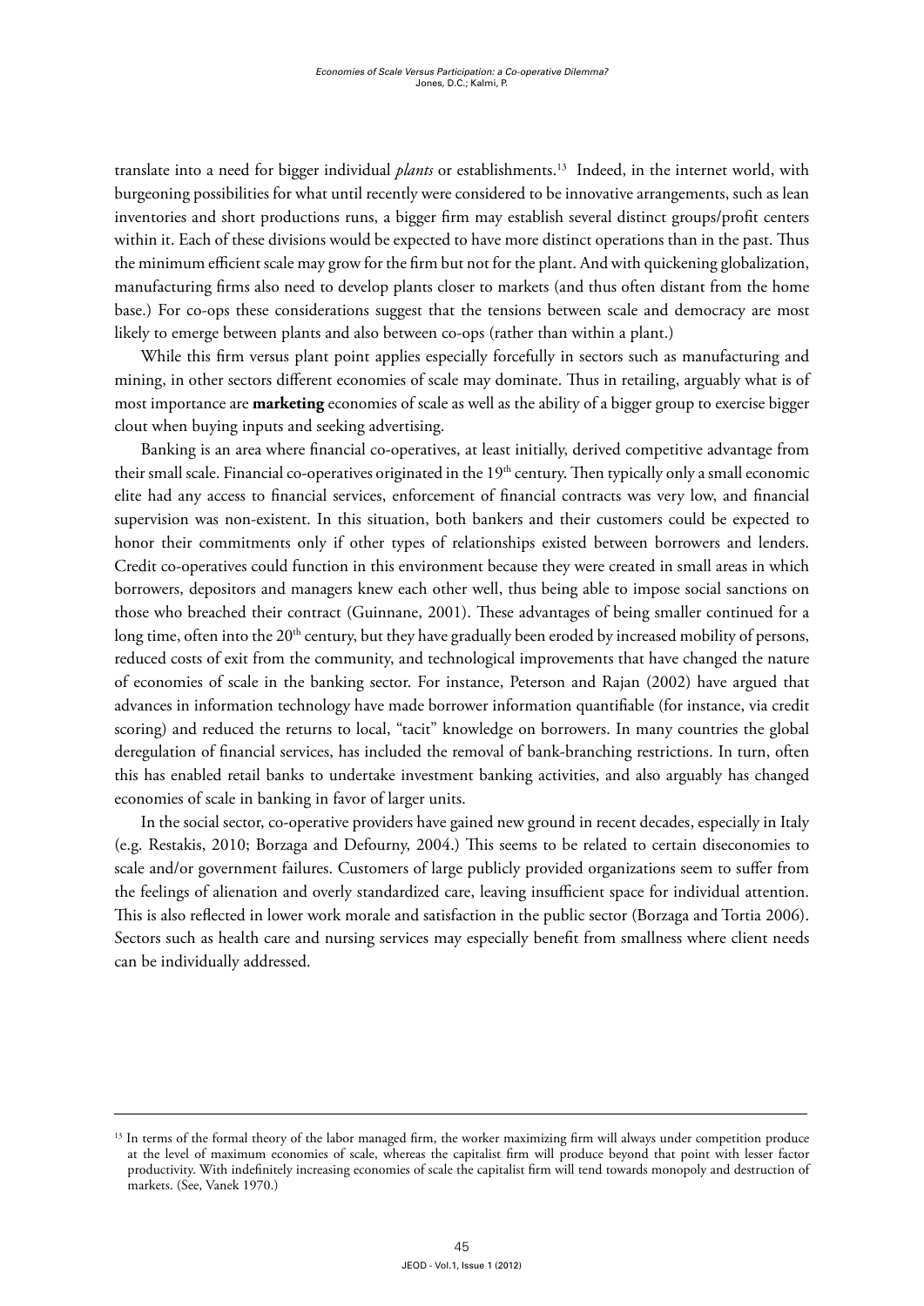translate into a need for bigger individual *plants* or establishments.[13] Indeed, in the internet world, with burgeoning possibilities for what until recently were considered to be innovative arrangements, such as lean inventories and short productions runs, a bigger firm may establish several distinct groups/profit centers within it. Each of these divisions would be expected to have more distinct operations than in the past. Thus the minimum efficient scale may grow for the firm but not for the plant. And with quickening globalization, manufacturing firms also need to develop plants closer to markets (and thus often distant from the home base.) For co-ops these considerations suggest that the tensions between scale and democracy are most likely to emerge between plants and also between co-ops (rather than within a plant.)

While this firm versus plant point applies especially forcefully in sectors such as manufacturing and mining, in other sectors different economies of scale may dominate. Thus in retailing, arguably what is of most importance are **marketing** economies of scale as well as the ability of a bigger group to exercise bigger clout when buying inputs and seeking advertising.

Banking is an area where financial co-operatives, at least initially, derived competitive advantage from their small scale. Financial co-operatives originated in the 19th century. Then typically only a small economic elite had any access to financial services, enforcement of financial contracts was very low, and financial supervision was non-existent. In this situation, both bankers and their customers could be expected to honor their commitments only if other types of relationships existed between borrowers and lenders. Credit co-operatives could function in this environment because they were created in small areas in which borrowers, depositors and managers knew each other well, thus being able to impose social sanctions on those who breached their contract (Guinnane, 2001). These advantages of being smaller continued for a long time, often into the 20th century, but they have gradually been eroded by increased mobility of persons, reduced costs of exit from the community, and technological improvements that have changed the nature of economies of scale in the banking sector. For instance, Peterson and Rajan (2002) have argued that advances in information technology have made borrower information quantifiable (for instance, via credit scoring) and reduced the returns to local, "tacit" knowledge on borrowers. In many countries the global deregulation of financial services, has included the removal of bank-branching restrictions. In turn, often this has enabled retail banks to undertake investment banking activities, and also arguably has changed economies of scale in banking in favor of larger units.

In the social sector, co-operative providers have gained new ground in recent decades, especially in Italy (e.g. Restakis, 2010; Borzaga and Defourny, 2004.) This seems to be related to certain diseconomies to scale and/or government failures. Customers of large publicly provided organizations seem to suffer from the feelings of alienation and overly standardized care, leaving insufficient space for individual attention. This is also reflected in lower work morale and satisfaction in the public sector (Borzaga and Tortia 2006). Sectors such as health care and nursing services may especially benefit from smallness where client needs can be individually addressed.

---

[13] In terms of the formal theory of the labor managed firm, the worker maximizing firm will always under competition produce at the level of maximum economies of scale, whereas the capitalist firm will produce beyond that point with lesser factor productivity. With indefinitely increasing economies of scale the capitalist firm will tend towards monopoly and destruction of markets. (See, Vanek 1970.)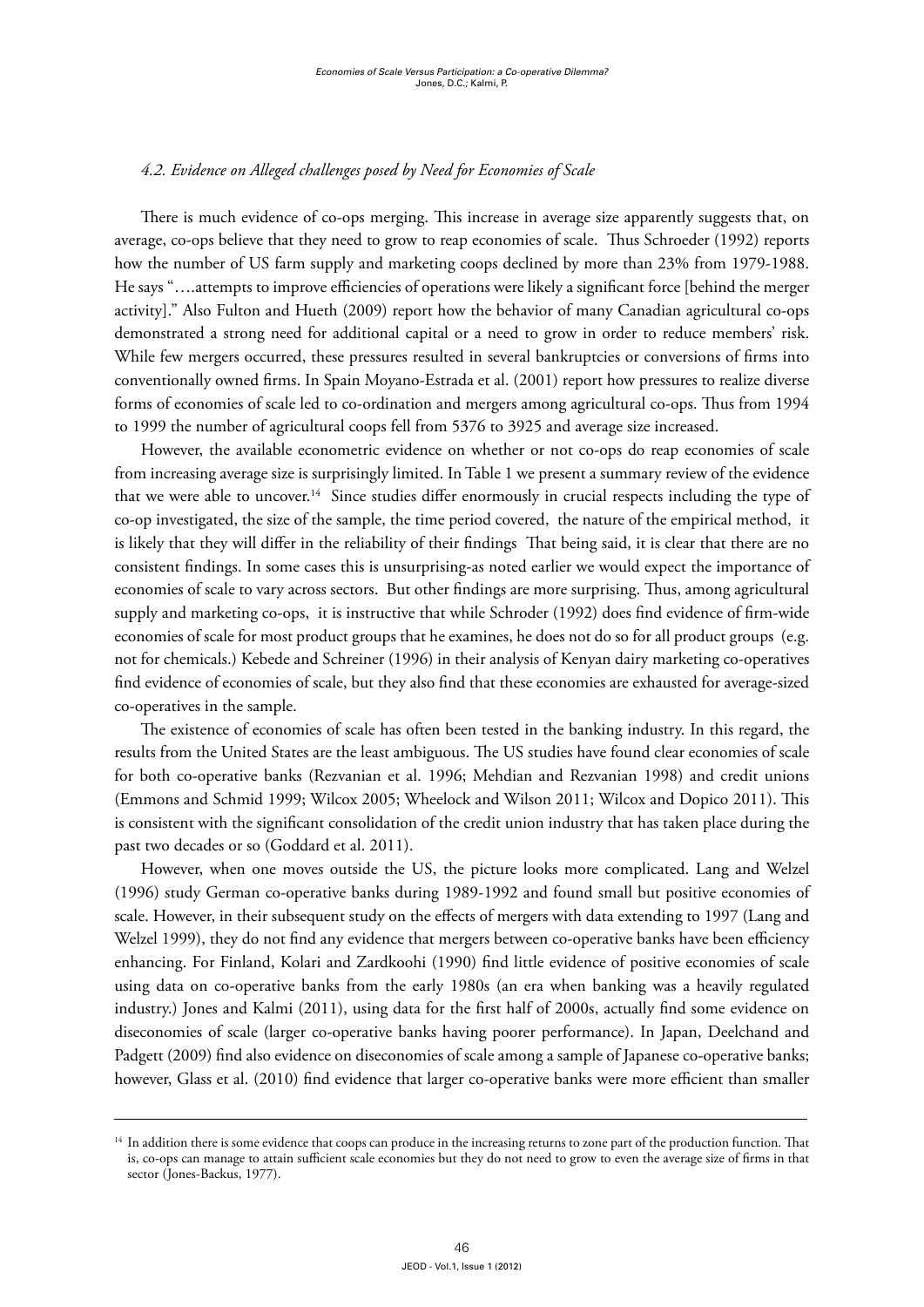#### *4.2. Evidence on Alleged challenges posed by Need for Economies of Scale*

There is much evidence of co-ops merging. This increase in average size apparently suggests that, on average, co-ops believe that they need to grow to reap economies of scale. Thus Schroeder (1992) reports how the number of US farm supply and marketing coops declined by more than 23% from 1979-1988. He says "….attempts to improve efficiencies of operations were likely a significant force [behind the merger activity]." Also Fulton and Hueth (2009) report how the behavior of many Canadian agricultural co-ops demonstrated a strong need for additional capital or a need to grow in order to reduce members' risk. While few mergers occurred, these pressures resulted in several bankruptcies or conversions of firms into conventionally owned firms. In Spain Moyano-Estrada et al. (2001) report how pressures to realize diverse forms of economies of scale led to co-ordination and mergers among agricultural co-ops. Thus from 1994 to 1999 the number of agricultural coops fell from 5376 to 3925 and average size increased.

However, the available econometric evidence on whether or not co-ops do reap economies of scale from increasing average size is surprisingly limited. In Table 1 we present a summary review of the evidence that we were able to uncover.[14] Since studies differ enormously in crucial respects including the type of co-op investigated, the size of the sample, the time period covered, the nature of the empirical method, it is likely that they will differ in the reliability of their findings That being said, it is clear that there are no consistent findings. In some cases this is unsurprising-as noted earlier we would expect the importance of economies of scale to vary across sectors. But other findings are more surprising. Thus, among agricultural supply and marketing co-ops, it is instructive that while Schroder (1992) does find evidence of firm-wide economies of scale for most product groups that he examines, he does not do so for all product groups (e.g. not for chemicals.) Kebede and Schreiner (1996) in their analysis of Kenyan dairy marketing co-operatives find evidence of economies of scale, but they also find that these economies are exhausted for average-sized co-operatives in the sample.

The existence of economies of scale has often been tested in the banking industry. In this regard, the results from the United States are the least ambiguous. The US studies have found clear economies of scale for both co-operative banks (Rezvanian et al. 1996; Mehdian and Rezvanian 1998) and credit unions (Emmons and Schmid 1999; Wilcox 2005; Wheelock and Wilson 2011; Wilcox and Dopico 2011). This is consistent with the significant consolidation of the credit union industry that has taken place during the past two decades or so (Goddard et al. 2011).

However, when one moves outside the US, the picture looks more complicated. Lang and Welzel (1996) study German co-operative banks during 1989-1992 and found small but positive economies of scale. However, in their subsequent study on the effects of mergers with data extending to 1997 (Lang and Welzel 1999), they do not find any evidence that mergers between co-operative banks have been efficiency enhancing. For Finland, Kolari and Zardkoohi (1990) find little evidence of positive economies of scale using data on co-operative banks from the early 1980s (an era when banking was a heavily regulated industry.) Jones and Kalmi (2011), using data for the first half of 2000s, actually find some evidence on diseconomies of scale (larger co-operative banks having poorer performance). In Japan, Deelchand and Padgett (2009) find also evidence on diseconomies of scale among a sample of Japanese co-operative banks; however, Glass et al. (2010) find evidence that larger co-operative banks were more efficient than smaller

---

[14] In addition there is some evidence that coops can produce in the increasing returns to zone part of the production function. That is, co-ops can manage to attain sufficient scale economies but they do not need to grow to even the average size of firms in that sector (Jones-Backus, 1977).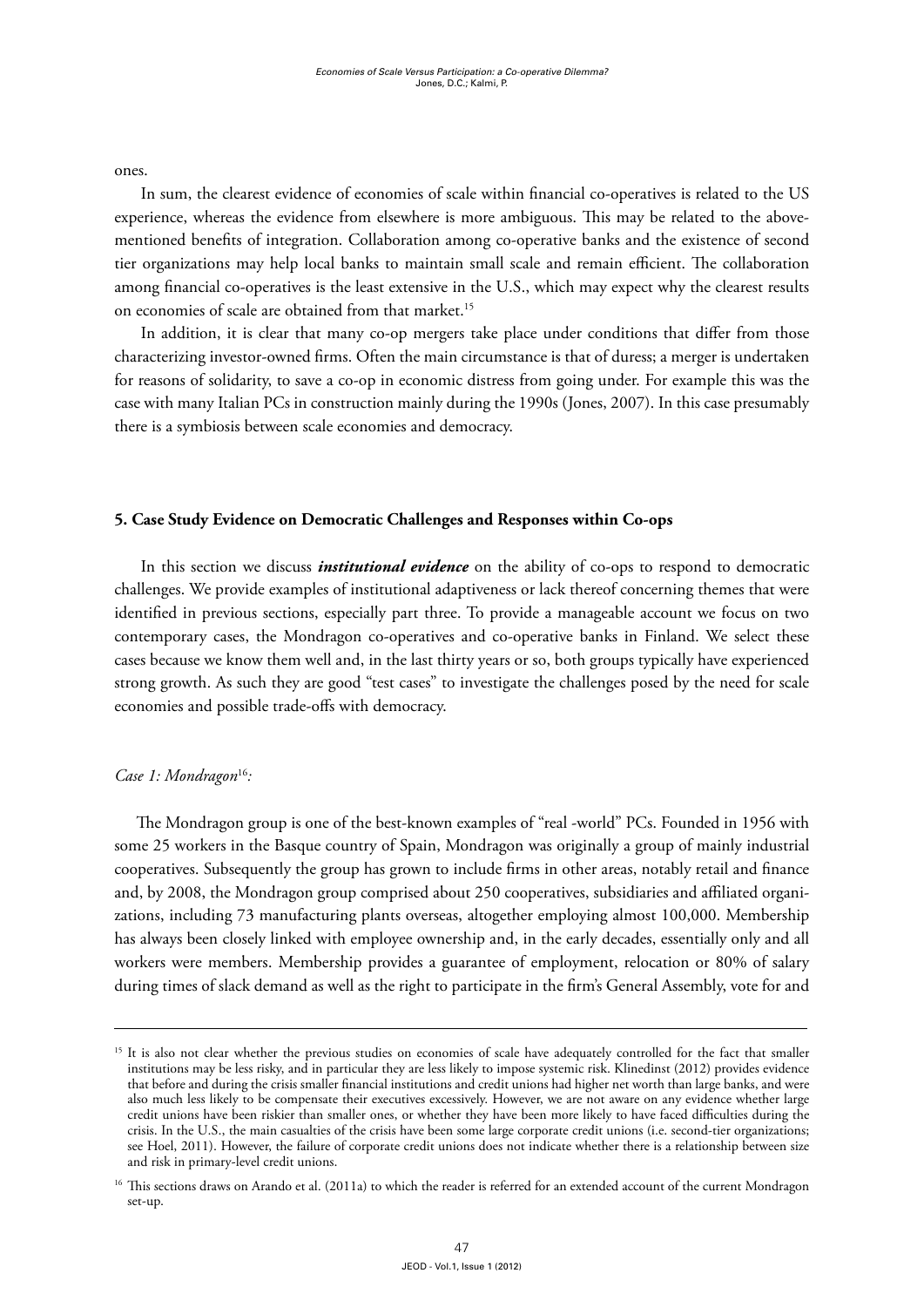ones.

In sum, the clearest evidence of economies of scale within financial co-operatives is related to the US experience, whereas the evidence from elsewhere is more ambiguous. This may be related to the above-mentioned benefits of integration. Collaboration among co-operative banks and the existence of second tier organizations may help local banks to maintain small scale and remain efficient. The collaboration among financial co-operatives is the least extensive in the U.S., which may expect why the clearest results on economies of scale are obtained from that market.[15]

In addition, it is clear that many co-op mergers take place under conditions that differ from those characterizing investor-owned firms. Often the main circumstance is that of duress; a merger is undertaken for reasons of solidarity, to save a co-op in economic distress from going under. For example this was the case with many Italian PCs in construction mainly during the 1990s (Jones, 2007). In this case presumably there is a symbiosis between scale economies and democracy.

## 5. Case Study Evidence on Democratic Challenges and Responses within Co-ops

In this section we discuss ***institutional evidence*** on the ability of co-ops to respond to democratic challenges. We provide examples of institutional adaptiveness or lack thereof concerning themes that were identified in previous sections, especially part three. To provide a manageable account we focus on two contemporary cases, the Mondragon co-operatives and co-operative banks in Finland. We select these cases because we know them well and, in the last thirty years or so, both groups typically have experienced strong growth. As such they are good "test cases" to investigate the challenges posed by the need for scale economies and possible trade-offs with democracy.

*Case 1: Mondragon*[16]*:*

The Mondragon group is one of the best-known examples of "real -world" PCs. Founded in 1956 with some 25 workers in the Basque country of Spain, Mondragon was originally a group of mainly industrial cooperatives. Subsequently the group has grown to include firms in other areas, notably retail and finance and, by 2008, the Mondragon group comprised about 250 cooperatives, subsidiaries and affiliated organizations, including 73 manufacturing plants overseas, altogether employing almost 100,000. Membership has always been closely linked with employee ownership and, in the early decades, essentially only and all workers were members. Membership provides a guarantee of employment, relocation or 80% of salary during times of slack demand as well as the right to participate in the firm's General Assembly, vote for and

---

[15] It is also not clear whether the previous studies on economies of scale have adequately controlled for the fact that smaller institutions may be less risky, and in particular they are less likely to impose systemic risk. Klinedinst (2012) provides evidence that before and during the crisis smaller financial institutions and credit unions had higher net worth than large banks, and were also much less likely to be compensate their executives excessively. However, we are not aware on any evidence whether large credit unions have been riskier than smaller ones, or whether they have been more likely to have faced difficulties during the crisis. In the U.S., the main casualties of the crisis have been some large corporate credit unions (i.e. second-tier organizations; see Hoel, 2011). However, the failure of corporate credit unions does not indicate whether there is a relationship between size and risk in primary-level credit unions.

[16] This sections draws on Arando et al. (2011a) to which the reader is referred for an extended account of the current Mondragon set-up.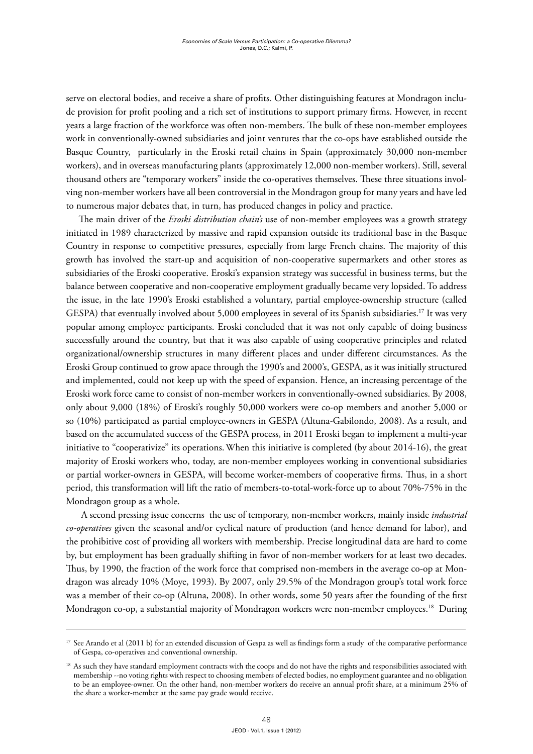serve on electoral bodies, and receive a share of profits. Other distinguishing features at Mondragon include provision for profit pooling and a rich set of institutions to support primary firms. However, in recent years a large fraction of the workforce was often non-members. The bulk of these non-member employees work in conventionally-owned subsidiaries and joint ventures that the co-ops have established outside the Basque Country, particularly in the Eroski retail chains in Spain (approximately 30,000 non-member workers), and in overseas manufacturing plants (approximately 12,000 non-member workers). Still, several thousand others are "temporary workers" inside the co-operatives themselves. These three situations involving non-member workers have all been controversial in the Mondragon group for many years and have led to numerous major debates that, in turn, has produced changes in policy and practice.

The main driver of the *Eroski distribution chain's* use of non-member employees was a growth strategy initiated in 1989 characterized by massive and rapid expansion outside its traditional base in the Basque Country in response to competitive pressures, especially from large French chains. The majority of this growth has involved the start-up and acquisition of non-cooperative supermarkets and other stores as subsidiaries of the Eroski cooperative. Eroski's expansion strategy was successful in business terms, but the balance between cooperative and non-cooperative employment gradually became very lopsided. To address the issue, in the late 1990's Eroski established a voluntary, partial employee-ownership structure (called GESPA) that eventually involved about 5,000 employees in several of its Spanish subsidiaries.[17] It was very popular among employee participants. Eroski concluded that it was not only capable of doing business successfully around the country, but that it was also capable of using cooperative principles and related organizational/ownership structures in many different places and under different circumstances. As the Eroski Group continued to grow apace through the 1990's and 2000's, GESPA, as it was initially structured and implemented, could not keep up with the speed of expansion. Hence, an increasing percentage of the Eroski work force came to consist of non-member workers in conventionally-owned subsidiaries. By 2008, only about 9,000 (18%) of Eroski's roughly 50,000 workers were co-op members and another 5,000 or so (10%) participated as partial employee-owners in GESPA (Altuna-Gabilondo, 2008). As a result, and based on the accumulated success of the GESPA process, in 2011 Eroski began to implement a multi-year initiative to "cooperativize" its operations. When this initiative is completed (by about 2014-16), the great majority of Eroski workers who, today, are non-member employees working in conventional subsidiaries or partial worker-owners in GESPA, will become worker-members of cooperative firms. Thus, in a short period, this transformation will lift the ratio of members-to-total-work-force up to about 70%-75% in the Mondragon group as a whole.

A second pressing issue concerns the use of temporary, non-member workers, mainly inside *industrial co-operatives* given the seasonal and/or cyclical nature of production (and hence demand for labor), and the prohibitive cost of providing all workers with membership. Precise longitudinal data are hard to come by, but employment has been gradually shifting in favor of non-member workers for at least two decades. Thus, by 1990, the fraction of the work force that comprised non-members in the average co-op at Mondragon was already 10% (Moye, 1993). By 2007, only 29.5% of the Mondragon group's total work force was a member of their co-op (Altuna, 2008). In other words, some 50 years after the founding of the first Mondragon co-op, a substantial majority of Mondragon workers were non-member employees.[18] During

---

[17] See Arando et al (2011 b) for an extended discussion of Gespa as well as findings form a study of the comparative performance of Gespa, co-operatives and conventional ownership.

[18] As such they have standard employment contracts with the coops and do not have the rights and responsibilities associated with membership --no voting rights with respect to choosing members of elected bodies, no employment guarantee and no obligation to be an employee-owner. On the other hand, non-member workers do receive an annual profit share, at a minimum 25% of the share a worker-member at the same pay grade would receive.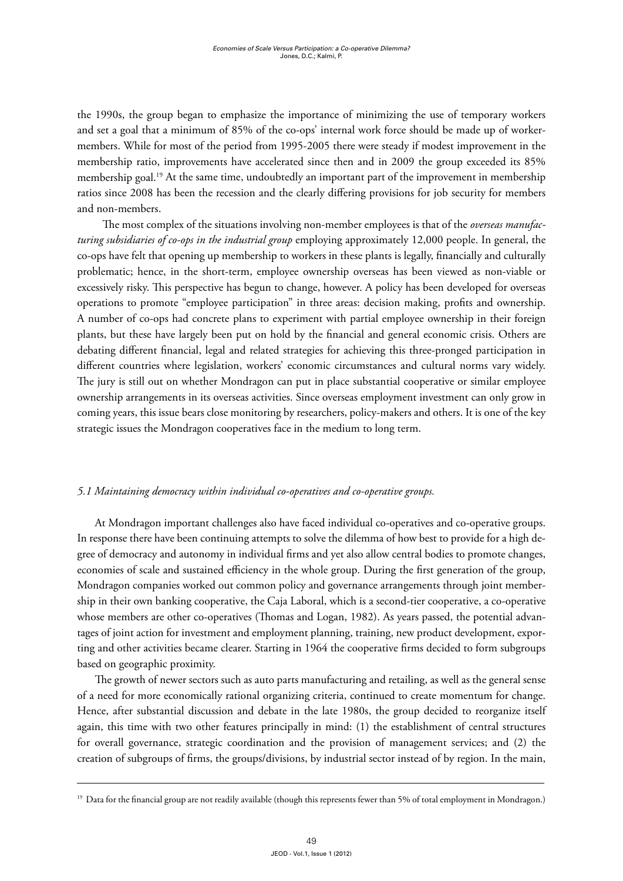the 1990s, the group began to emphasize the importance of minimizing the use of temporary workers and set a goal that a minimum of 85% of the co-ops' internal work force should be made up of worker-members. While for most of the period from 1995-2005 there were steady if modest improvement in the membership ratio, improvements have accelerated since then and in 2009 the group exceeded its 85% membership goal.[19] At the same time, undoubtedly an important part of the improvement in membership ratios since 2008 has been the recession and the clearly differing provisions for job security for members and non-members.

The most complex of the situations involving non-member employees is that of the *overseas manufacturing subsidiaries of co-ops in the industrial group* employing approximately 12,000 people. In general, the co-ops have felt that opening up membership to workers in these plants is legally, financially and culturally problematic; hence, in the short-term, employee ownership overseas has been viewed as non-viable or excessively risky. This perspective has begun to change, however. A policy has been developed for overseas operations to promote "employee participation" in three areas: decision making, profits and ownership. A number of co-ops had concrete plans to experiment with partial employee ownership in their foreign plants, but these have largely been put on hold by the financial and general economic crisis. Others are debating different financial, legal and related strategies for achieving this three-pronged participation in different countries where legislation, workers' economic circumstances and cultural norms vary widely. The jury is still out on whether Mondragon can put in place substantial cooperative or similar employee ownership arrangements in its overseas activities. Since overseas employment investment can only grow in coming years, this issue bears close monitoring by researchers, policy-makers and others. It is one of the key strategic issues the Mondragon cooperatives face in the medium to long term.

### *5.1 Maintaining democracy within individual co-operatives and co-operative groups.*

At Mondragon important challenges also have faced individual co-operatives and co-operative groups. In response there have been continuing attempts to solve the dilemma of how best to provide for a high degree of democracy and autonomy in individual firms and yet also allow central bodies to promote changes, economies of scale and sustained efficiency in the whole group. During the first generation of the group, Mondragon companies worked out common policy and governance arrangements through joint membership in their own banking cooperative, the Caja Laboral, which is a second-tier cooperative, a co-operative whose members are other co-operatives (Thomas and Logan, 1982). As years passed, the potential advantages of joint action for investment and employment planning, training, new product development, exporting and other activities became clearer. Starting in 1964 the cooperative firms decided to form subgroups based on geographic proximity.

The growth of newer sectors such as auto parts manufacturing and retailing, as well as the general sense of a need for more economically rational organizing criteria, continued to create momentum for change. Hence, after substantial discussion and debate in the late 1980s, the group decided to reorganize itself again, this time with two other features principally in mind: (1) the establishment of central structures for overall governance, strategic coordination and the provision of management services; and (2) the creation of subgroups of firms, the groups/divisions, by industrial sector instead of by region. In the main,

---

[19] Data for the financial group are not readily available (though this represents fewer than 5% of total employment in Mondragon.)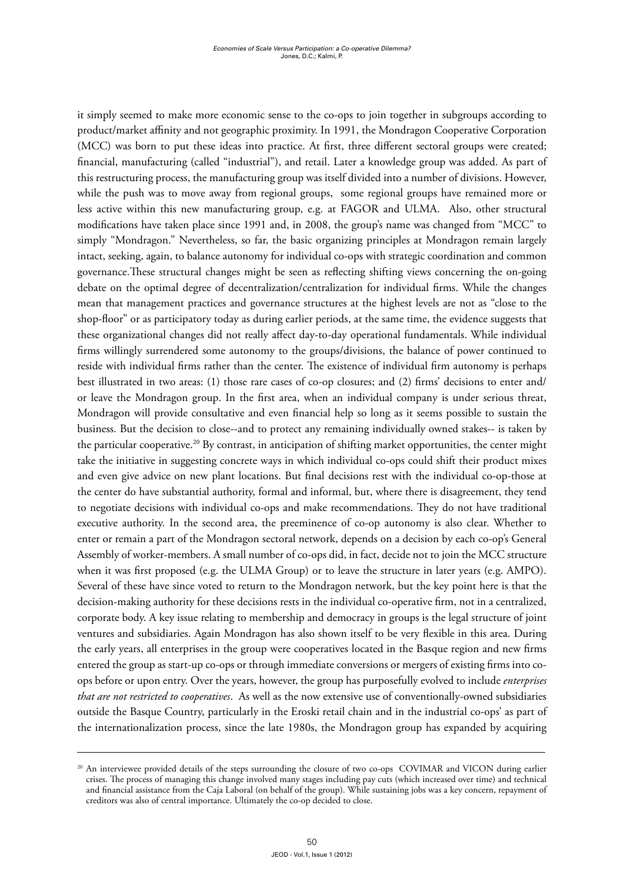it simply seemed to make more economic sense to the co-ops to join together in subgroups according to product/market affinity and not geographic proximity. In 1991, the Mondragon Cooperative Corporation (MCC) was born to put these ideas into practice. At first, three different sectoral groups were created; financial, manufacturing (called "industrial"), and retail. Later a knowledge group was added. As part of this restructuring process, the manufacturing group was itself divided into a number of divisions. However, while the push was to move away from regional groups, some regional groups have remained more or less active within this new manufacturing group, e.g. at FAGOR and ULMA. Also, other structural modifications have taken place since 1991 and, in 2008, the group's name was changed from "MCC" to simply "Mondragon." Nevertheless, so far, the basic organizing principles at Mondragon remain largely intact, seeking, again, to balance autonomy for individual co-ops with strategic coordination and common governance.These structural changes might be seen as reflecting shifting views concerning the on-going debate on the optimal degree of decentralization/centralization for individual firms. While the changes mean that management practices and governance structures at the highest levels are not as "close to the shop-floor" or as participatory today as during earlier periods, at the same time, the evidence suggests that these organizational changes did not really affect day-to-day operational fundamentals. While individual firms willingly surrendered some autonomy to the groups/divisions, the balance of power continued to reside with individual firms rather than the center. The existence of individual firm autonomy is perhaps best illustrated in two areas: (1) those rare cases of co-op closures; and (2) firms' decisions to enter and/or leave the Mondragon group. In the first area, when an individual company is under serious threat, Mondragon will provide consultative and even financial help so long as it seems possible to sustain the business. But the decision to close--and to protect any remaining individually owned stakes-- is taken by the particular cooperative.[20] By contrast, in anticipation of shifting market opportunities, the center might take the initiative in suggesting concrete ways in which individual co-ops could shift their product mixes and even give advice on new plant locations. But final decisions rest with the individual co-op-those at the center do have substantial authority, formal and informal, but, where there is disagreement, they tend to negotiate decisions with individual co-ops and make recommendations. They do not have traditional executive authority. In the second area, the preeminence of co-op autonomy is also clear. Whether to enter or remain a part of the Mondragon sectoral network, depends on a decision by each co-op's General Assembly of worker-members. A small number of co-ops did, in fact, decide not to join the MCC structure when it was first proposed (e.g. the ULMA Group) or to leave the structure in later years (e.g. AMPO). Several of these have since voted to return to the Mondragon network, but the key point here is that the decision-making authority for these decisions rests in the individual co-operative firm, not in a centralized, corporate body. A key issue relating to membership and democracy in groups is the legal structure of joint ventures and subsidiaries. Again Mondragon has also shown itself to be very flexible in this area. During the early years, all enterprises in the group were cooperatives located in the Basque region and new firms entered the group as start-up co-ops or through immediate conversions or mergers of existing firms into co-ops before or upon entry. Over the years, however, the group has purposefully evolved to include *enterprises that are not restricted to cooperatives*. As well as the now extensive use of conventionally-owned subsidiaries outside the Basque Country, particularly in the Eroski retail chain and in the industrial co-ops' as part of the internationalization process, since the late 1980s, the Mondragon group has expanded by acquiring

---

[20] An interviewee provided details of the steps surrounding the closure of two co-ops COVIMAR and VICON during earlier crises. The process of managing this change involved many stages including pay cuts (which increased over time) and technical and financial assistance from the Caja Laboral (on behalf of the group). While sustaining jobs was a key concern, repayment of creditors was also of central importance. Ultimately the co-op decided to close.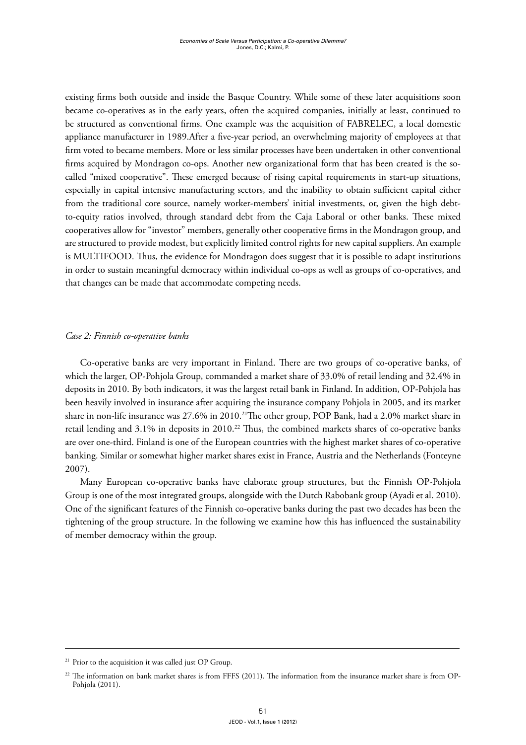existing firms both outside and inside the Basque Country. While some of these later acquisitions soon became co-operatives as in the early years, often the acquired companies, initially at least, continued to be structured as conventional firms. One example was the acquisition of FABRELEC, a local domestic appliance manufacturer in 1989.After a five-year period, an overwhelming majority of employees at that firm voted to became members. More or less similar processes have been undertaken in other conventional firms acquired by Mondragon co-ops. Another new organizational form that has been created is the so-called "mixed cooperative". These emerged because of rising capital requirements in start-up situations, especially in capital intensive manufacturing sectors, and the inability to obtain sufficient capital either from the traditional core source, namely worker-members' initial investments, or, given the high debt-to-equity ratios involved, through standard debt from the Caja Laboral or other banks. These mixed cooperatives allow for "investor" members, generally other cooperative firms in the Mondragon group, and are structured to provide modest, but explicitly limited control rights for new capital suppliers. An example is MULTIFOOD. Thus, the evidence for Mondragon does suggest that it is possible to adapt institutions in order to sustain meaningful democracy within individual co-ops as well as groups of co-operatives, and that changes can be made that accommodate competing needs.

### *Case 2: Finnish co-operative banks*

Co-operative banks are very important in Finland. There are two groups of co-operative banks, of which the larger, OP-Pohjola Group, commanded a market share of 33.0% of retail lending and 32.4% in deposits in 2010. By both indicators, it was the largest retail bank in Finland. In addition, OP-Pohjola has been heavily involved in insurance after acquiring the insurance company Pohjola in 2005, and its market share in non-life insurance was 27.6% in 2010.[21]The other group, POP Bank, had a 2.0% market share in retail lending and 3.1% in deposits in 2010.[22] Thus, the combined markets shares of co-operative banks are over one-third. Finland is one of the European countries with the highest market shares of co-operative banking. Similar or somewhat higher market shares exist in France, Austria and the Netherlands (Fonteyne 2007).

Many European co-operative banks have elaborate group structures, but the Finnish OP-Pohjola Group is one of the most integrated groups, alongside with the Dutch Rabobank group (Ayadi et al. 2010). One of the significant features of the Finnish co-operative banks during the past two decades has been the tightening of the group structure. In the following we examine how this has influenced the sustainability of member democracy within the group.

---

[21] Prior to the acquisition it was called just OP Group.

[22] The information on bank market shares is from FFFS (2011). The information from the insurance market share is from OP-Pohjola (2011).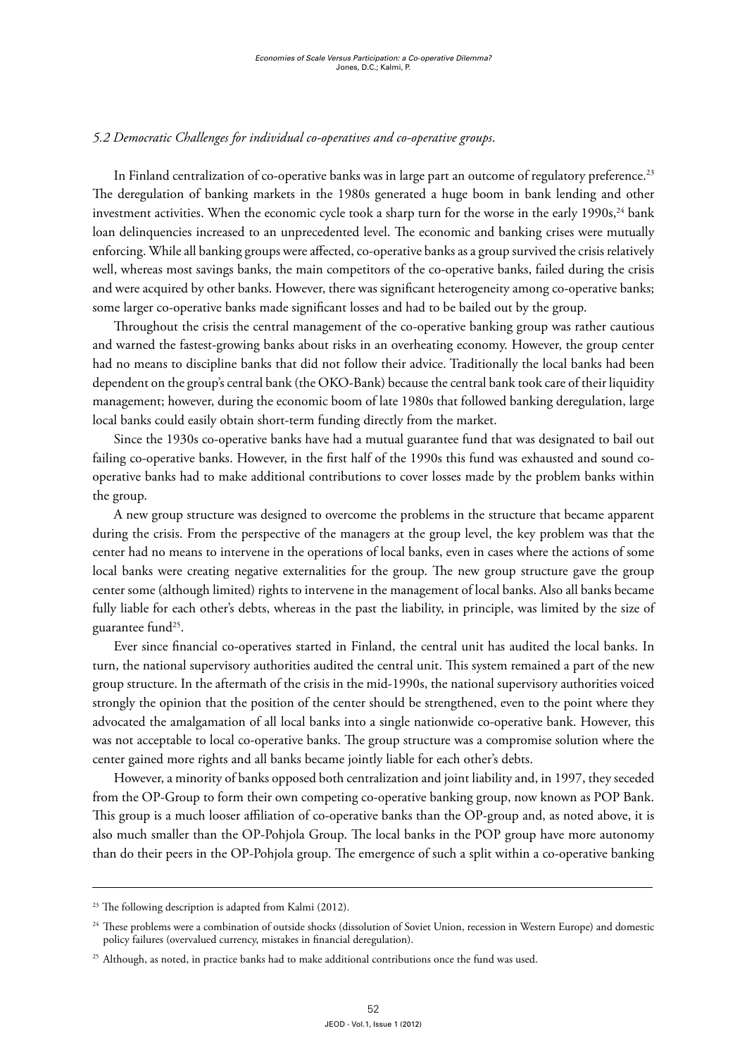### *5.2 Democratic Challenges for individual co-operatives and co-operative groups*.

In Finland centralization of co-operative banks was in large part an outcome of regulatory preference.[23] The deregulation of banking markets in the 1980s generated a huge boom in bank lending and other investment activities. When the economic cycle took a sharp turn for the worse in the early 1990s,[24] bank loan delinquencies increased to an unprecedented level. The economic and banking crises were mutually enforcing. While all banking groups were affected, co-operative banks as a group survived the crisis relatively well, whereas most savings banks, the main competitors of the co-operative banks, failed during the crisis and were acquired by other banks. However, there was significant heterogeneity among co-operative banks; some larger co-operative banks made significant losses and had to be bailed out by the group.

Throughout the crisis the central management of the co-operative banking group was rather cautious and warned the fastest-growing banks about risks in an overheating economy. However, the group center had no means to discipline banks that did not follow their advice. Traditionally the local banks had been dependent on the group's central bank (the OKO-Bank) because the central bank took care of their liquidity management; however, during the economic boom of late 1980s that followed banking deregulation, large local banks could easily obtain short-term funding directly from the market.

Since the 1930s co-operative banks have had a mutual guarantee fund that was designated to bail out failing co-operative banks. However, in the first half of the 1990s this fund was exhausted and sound co-operative banks had to make additional contributions to cover losses made by the problem banks within the group.

A new group structure was designed to overcome the problems in the structure that became apparent during the crisis. From the perspective of the managers at the group level, the key problem was that the center had no means to intervene in the operations of local banks, even in cases where the actions of some local banks were creating negative externalities for the group. The new group structure gave the group center some (although limited) rights to intervene in the management of local banks. Also all banks became fully liable for each other's debts, whereas in the past the liability, in principle, was limited by the size of guarantee fund[25].

Ever since financial co-operatives started in Finland, the central unit has audited the local banks. In turn, the national supervisory authorities audited the central unit. This system remained a part of the new group structure. In the aftermath of the crisis in the mid-1990s, the national supervisory authorities voiced strongly the opinion that the position of the center should be strengthened, even to the point where they advocated the amalgamation of all local banks into a single nationwide co-operative bank. However, this was not acceptable to local co-operative banks. The group structure was a compromise solution where the center gained more rights and all banks became jointly liable for each other's debts.

However, a minority of banks opposed both centralization and joint liability and, in 1997, they seceded from the OP-Group to form their own competing co-operative banking group, now known as POP Bank. This group is a much looser affiliation of co-operative banks than the OP-group and, as noted above, it is also much smaller than the OP-Pohjola Group. The local banks in the POP group have more autonomy than do their peers in the OP-Pohjola group. The emergence of such a split within a co-operative banking

---

[23] The following description is adapted from Kalmi (2012).

[24] These problems were a combination of outside shocks (dissolution of Soviet Union, recession in Western Europe) and domestic policy failures (overvalued currency, mistakes in financial deregulation).

[25] Although, as noted, in practice banks had to make additional contributions once the fund was used.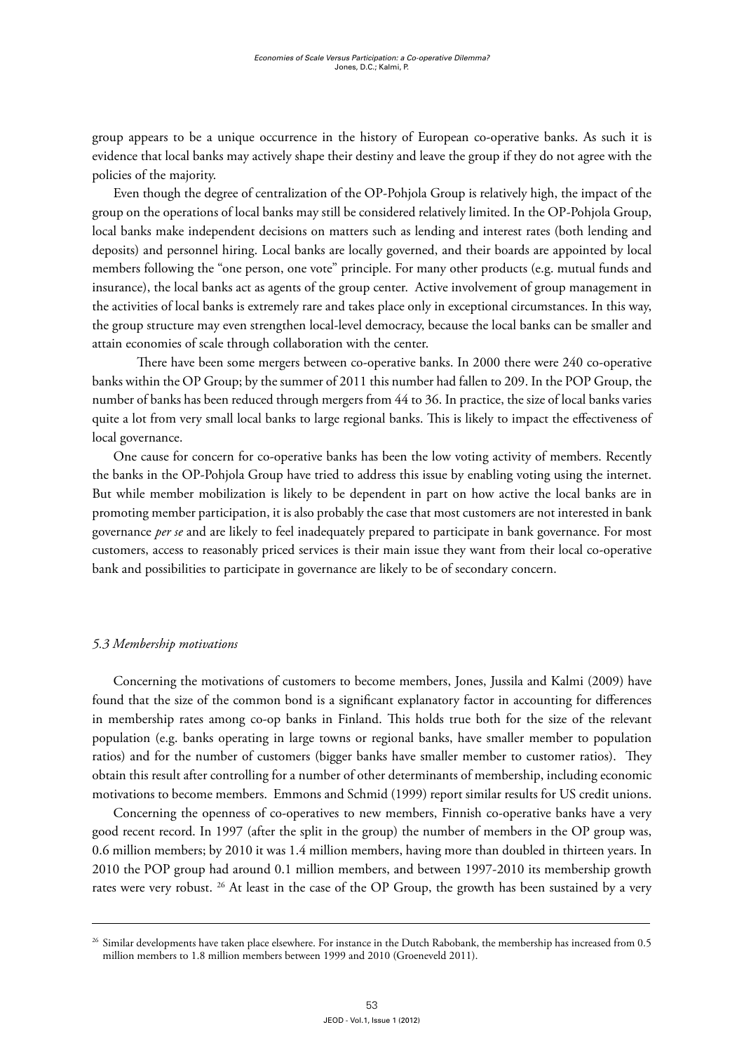group appears to be a unique occurrence in the history of European co-operative banks. As such it is evidence that local banks may actively shape their destiny and leave the group if they do not agree with the policies of the majority.

Even though the degree of centralization of the OP-Pohjola Group is relatively high, the impact of the group on the operations of local banks may still be considered relatively limited. In the OP-Pohjola Group, local banks make independent decisions on matters such as lending and interest rates (both lending and deposits) and personnel hiring. Local banks are locally governed, and their boards are appointed by local members following the "one person, one vote" principle. For many other products (e.g. mutual funds and insurance), the local banks act as agents of the group center. Active involvement of group management in the activities of local banks is extremely rare and takes place only in exceptional circumstances. In this way, the group structure may even strengthen local-level democracy, because the local banks can be smaller and attain economies of scale through collaboration with the center.

There have been some mergers between co-operative banks. In 2000 there were 240 co-operative banks within the OP Group; by the summer of 2011 this number had fallen to 209. In the POP Group, the number of banks has been reduced through mergers from 44 to 36. In practice, the size of local banks varies quite a lot from very small local banks to large regional banks. This is likely to impact the effectiveness of local governance.

One cause for concern for co-operative banks has been the low voting activity of members. Recently the banks in the OP-Pohjola Group have tried to address this issue by enabling voting using the internet. But while member mobilization is likely to be dependent in part on how active the local banks are in promoting member participation, it is also probably the case that most customers are not interested in bank governance *per se* and are likely to feel inadequately prepared to participate in bank governance. For most customers, access to reasonably priced services is their main issue they want from their local co-operative bank and possibilities to participate in governance are likely to be of secondary concern.

### *5.3 Membership motivations*

Concerning the motivations of customers to become members, Jones, Jussila and Kalmi (2009) have found that the size of the common bond is a significant explanatory factor in accounting for differences in membership rates among co-op banks in Finland. This holds true both for the size of the relevant population (e.g. banks operating in large towns or regional banks, have smaller member to population ratios) and for the number of customers (bigger banks have smaller member to customer ratios). They obtain this result after controlling for a number of other determinants of membership, including economic motivations to become members. Emmons and Schmid (1999) report similar results for US credit unions.

Concerning the openness of co-operatives to new members, Finnish co-operative banks have a very good recent record. In 1997 (after the split in the group) the number of members in the OP group was, 0.6 million members; by 2010 it was 1.4 million members, having more than doubled in thirteen years. In 2010 the POP group had around 0.1 million members, and between 1997-2010 its membership growth rates were very robust. [26] At least in the case of the OP Group, the growth has been sustained by a very

---

[26] Similar developments have taken place elsewhere. For instance in the Dutch Rabobank, the membership has increased from 0.5 million members to 1.8 million members between 1999 and 2010 (Groeneveld 2011).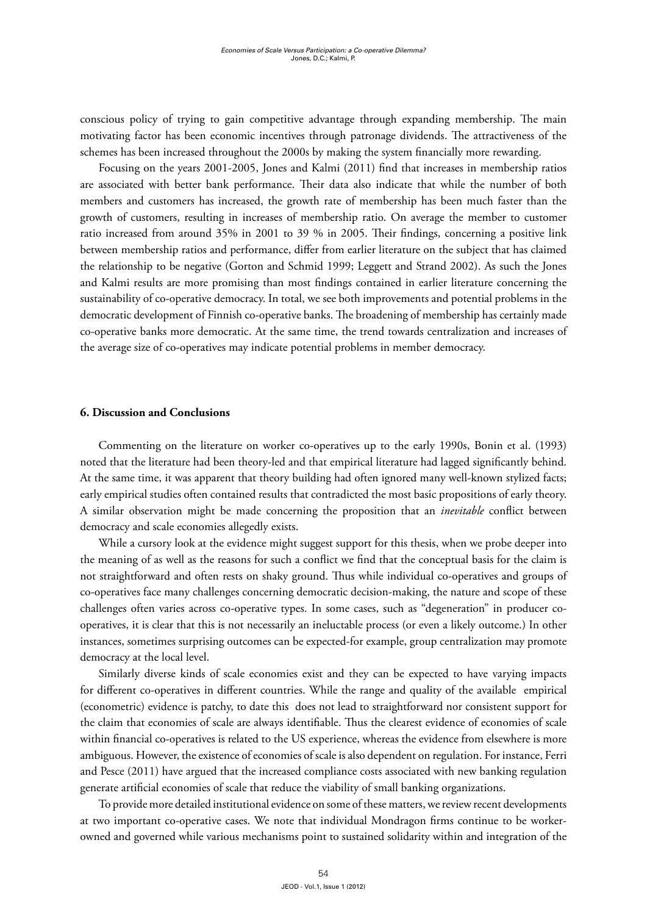conscious policy of trying to gain competitive advantage through expanding membership. The main motivating factor has been economic incentives through patronage dividends. The attractiveness of the schemes has been increased throughout the 2000s by making the system financially more rewarding.

Focusing on the years 2001-2005, Jones and Kalmi (2011) find that increases in membership ratios are associated with better bank performance. Their data also indicate that while the number of both members and customers has increased, the growth rate of membership has been much faster than the growth of customers, resulting in increases of membership ratio. On average the member to customer ratio increased from around 35% in 2001 to 39 % in 2005. Their findings, concerning a positive link between membership ratios and performance, differ from earlier literature on the subject that has claimed the relationship to be negative (Gorton and Schmid 1999; Leggett and Strand 2002). As such the Jones and Kalmi results are more promising than most findings contained in earlier literature concerning the sustainability of co-operative democracy. In total, we see both improvements and potential problems in the democratic development of Finnish co-operative banks. The broadening of membership has certainly made co-operative banks more democratic. At the same time, the trend towards centralization and increases of the average size of co-operatives may indicate potential problems in member democracy.

## 6. Discussion and Conclusions

Commenting on the literature on worker co-operatives up to the early 1990s, Bonin et al. (1993) noted that the literature had been theory-led and that empirical literature had lagged significantly behind. At the same time, it was apparent that theory building had often ignored many well-known stylized facts; early empirical studies often contained results that contradicted the most basic propositions of early theory. A similar observation might be made concerning the proposition that an *inevitable* conflict between democracy and scale economies allegedly exists.

While a cursory look at the evidence might suggest support for this thesis, when we probe deeper into the meaning of as well as the reasons for such a conflict we find that the conceptual basis for the claim is not straightforward and often rests on shaky ground. Thus while individual co-operatives and groups of co-operatives face many challenges concerning democratic decision-making, the nature and scope of these challenges often varies across co-operative types. In some cases, such as "degeneration" in producer co-operatives, it is clear that this is not necessarily an ineluctable process (or even a likely outcome.) In other instances, sometimes surprising outcomes can be expected-for example, group centralization may promote democracy at the local level.

Similarly diverse kinds of scale economies exist and they can be expected to have varying impacts for different co-operatives in different countries. While the range and quality of the available empirical (econometric) evidence is patchy, to date this does not lead to straightforward nor consistent support for the claim that economies of scale are always identifiable. Thus the clearest evidence of economies of scale within financial co-operatives is related to the US experience, whereas the evidence from elsewhere is more ambiguous. However, the existence of economies of scale is also dependent on regulation. For instance, Ferri and Pesce (2011) have argued that the increased compliance costs associated with new banking regulation generate artificial economies of scale that reduce the viability of small banking organizations.

To provide more detailed institutional evidence on some of these matters, we review recent developments at two important co-operative cases. We note that individual Mondragon firms continue to be worker-owned and governed while various mechanisms point to sustained solidarity within and integration of the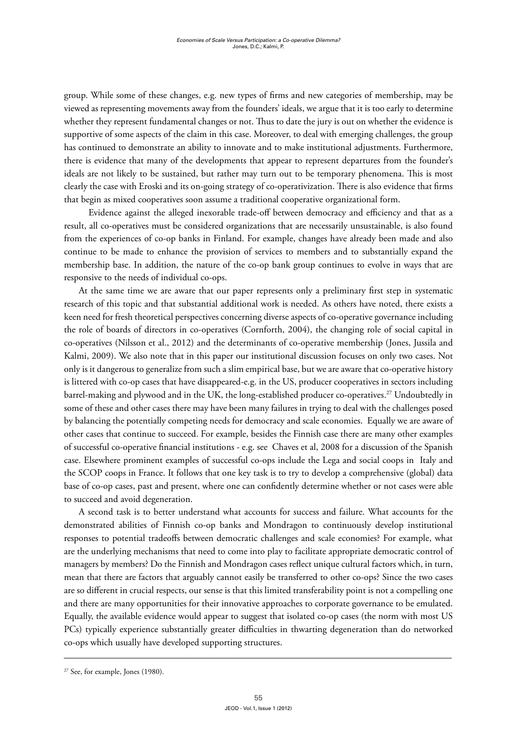group. While some of these changes, e.g. new types of firms and new categories of membership, may be viewed as representing movements away from the founders' ideals, we argue that it is too early to determine whether they represent fundamental changes or not. Thus to date the jury is out on whether the evidence is supportive of some aspects of the claim in this case. Moreover, to deal with emerging challenges, the group has continued to demonstrate an ability to innovate and to make institutional adjustments. Furthermore, there is evidence that many of the developments that appear to represent departures from the founder's ideals are not likely to be sustained, but rather may turn out to be temporary phenomena. This is most clearly the case with Eroski and its on-going strategy of co-operativization. There is also evidence that firms that begin as mixed cooperatives soon assume a traditional cooperative organizational form.

Evidence against the alleged inexorable trade-off between democracy and efficiency and that as a result, all co-operatives must be considered organizations that are necessarily unsustainable, is also found from the experiences of co-op banks in Finland. For example, changes have already been made and also continue to be made to enhance the provision of services to members and to substantially expand the membership base. In addition, the nature of the co-op bank group continues to evolve in ways that are responsive to the needs of individual co-ops.

At the same time we are aware that our paper represents only a preliminary first step in systematic research of this topic and that substantial additional work is needed. As others have noted, there exists a keen need for fresh theoretical perspectives concerning diverse aspects of co-operative governance including the role of boards of directors in co-operatives (Cornforth, 2004), the changing role of social capital in co-operatives (Nilsson et al., 2012) and the determinants of co-operative membership (Jones, Jussila and Kalmi, 2009). We also note that in this paper our institutional discussion focuses on only two cases. Not only is it dangerous to generalize from such a slim empirical base, but we are aware that co-operative history is littered with co-op cases that have disappeared-e.g. in the US, producer cooperatives in sectors including barrel-making and plywood and in the UK, the long-established producer co-operatives.[27] Undoubtedly in some of these and other cases there may have been many failures in trying to deal with the challenges posed by balancing the potentially competing needs for democracy and scale economies. Equally we are aware of other cases that continue to succeed. For example, besides the Finnish case there are many other examples of successful co-operative financial institutions - e.g. see Chaves et al, 2008 for a discussion of the Spanish case. Elsewhere prominent examples of successful co-ops include the Lega and social coops in Italy and the SCOP coops in France. It follows that one key task is to try to develop a comprehensive (global) data base of co-op cases, past and present, where one can confidently determine whether or not cases were able to succeed and avoid degeneration.

A second task is to better understand what accounts for success and failure. What accounts for the demonstrated abilities of Finnish co-op banks and Mondragon to continuously develop institutional responses to potential tradeoffs between democratic challenges and scale economies? For example, what are the underlying mechanisms that need to come into play to facilitate appropriate democratic control of managers by members? Do the Finnish and Mondragon cases reflect unique cultural factors which, in turn, mean that there are factors that arguably cannot easily be transferred to other co-ops? Since the two cases are so different in crucial respects, our sense is that this limited transferability point is not a compelling one and there are many opportunities for their innovative approaches to corporate governance to be emulated. Equally, the available evidence would appear to suggest that isolated co-op cases (the norm with most US PCs) typically experience substantially greater difficulties in thwarting degeneration than do networked co-ops which usually have developed supporting structures.

---

[27] See, for example, Jones (1980).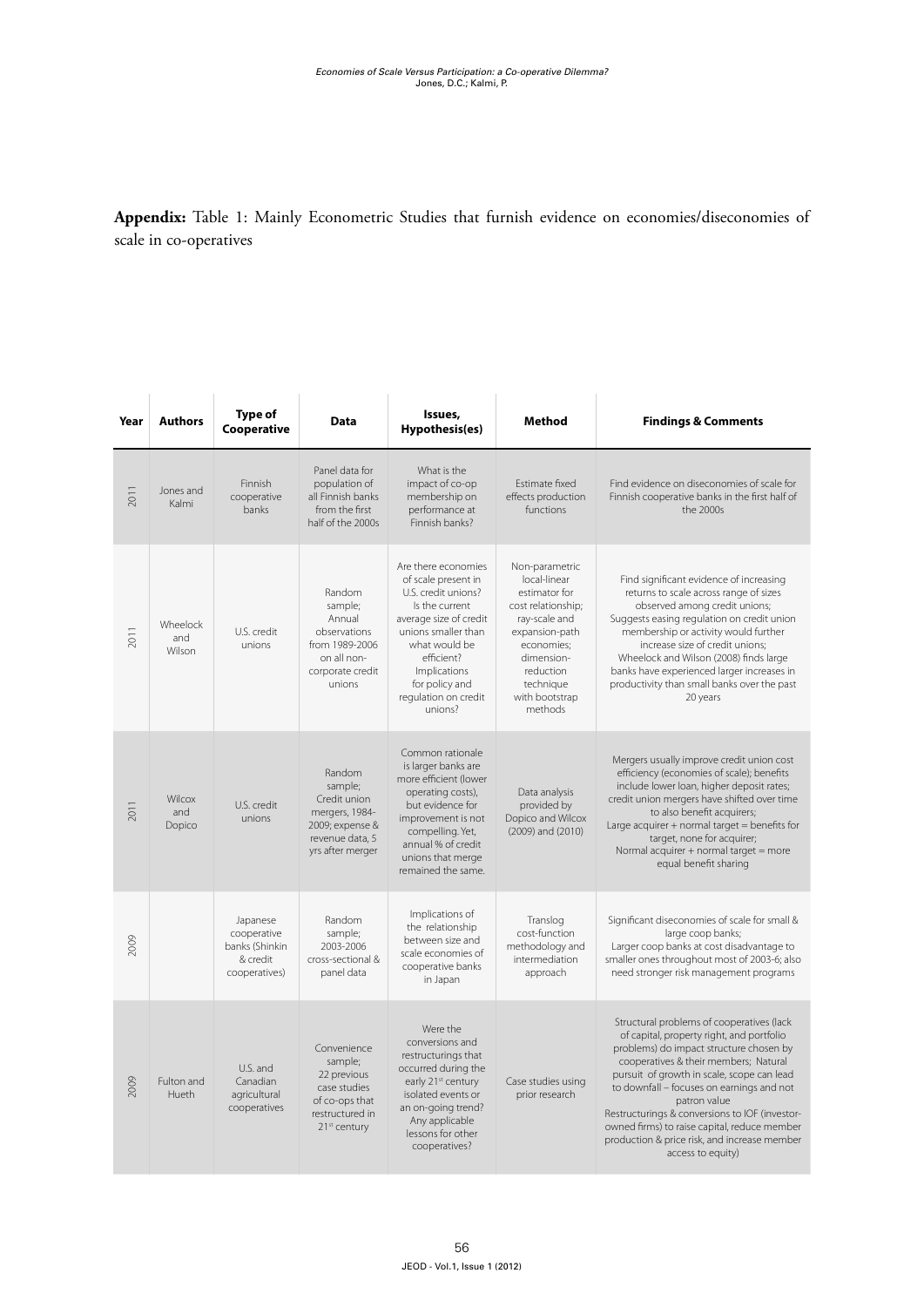**Appendix:** Table 1: Mainly Econometric Studies that furnish evidence on economies/diseconomies of scale in co-operatives

| Year | Authors | Type of Cooperative | Data | Issues, Hypothesis(es) | Method | Findings & Comments |
|---|---|---|---|---|---|---|
| 2011 | Jones and Kalmi | Finnish cooperative banks | Panel data for population of all Finnish banks from the first half of the 2000s | What is the impact of co-op membership on performance at Finnish banks? | Estimate fixed effects production functions | Find evidence on diseconomies of scale for Finnish cooperative banks in the first half of the 2000s |
| 2011 | Wheelock and Wilson | U.S. credit unions | Random sample; Annual observations from 1989-2006 on all non-corporate credit unions | Are there economies of scale present in U.S. credit unions? Is the current average size of credit unions smaller than what would be efficient? Implications for policy and regulation on credit unions? | Non-parametric local-linear estimator for cost relationship; ray-scale and expansion-path economies; dimension-reduction technique with bootstrap methods | Find significant evidence of increasing returns to scale across range of sizes observed among credit unions; Suggests easing regulation on credit union membership or activity would further increase size of credit unions; Wheelock and Wilson (2008) finds large banks have experienced larger increases in productivity than small banks over the past 20 years |
| 2011 | Wilcox and Dopico | U.S. credit unions | Random sample; Credit union mergers, 1984-2009; expense & revenue data, 5 yrs after merger | Common rationale is larger banks are more efficient (lower operating costs), but evidence for improvement is not compelling. Yet, annual % of credit unions that merge remained the same. | Data analysis provided by Dopico and Wilcox (2009) and (2010) | Mergers usually improve credit union cost efficiency (economies of scale); benefits include lower loan, higher deposit rates; credit union mergers have shifted over time to also benefit acquirers; Large acquirer + normal target = benefits for target, none for acquirer; Normal acquirer + normal target = more equal benefit sharing |
| 2009 | | Japanese cooperative banks (Shinkin & credit cooperatives) | Random sample; 2003-2006 cross-sectional & panel data | Implications of the relationship between size and scale economies of cooperative banks in Japan | Translog cost-function methodology and intermediation approach | Significant diseconomies of scale for small & large coop banks; Larger coop banks at cost disadvantage to smaller ones throughout most of 2003-6; also need stronger risk management programs |
| 2009 | Fulton and Hueth | U.S. and Canadian agricultural cooperatives | Convenience sample; 22 previous case studies of co-ops that restructured in 21st century | Were the conversions and restructurings that occurred during the early 21st century isolated events or an on-going trend? Any applicable lessons for other cooperatives? | Case studies using prior research | Structural problems of cooperatives (lack of capital, property right, and portfolio problems) do impact structure chosen by cooperatives & their members; Natural pursuit of growth in scale, scope can lead to downfall – focuses on earnings and not patron value Restructurings & conversions to IOF (investor-owned firms) to raise capital, reduce member production & price risk, and increase member access to equity) |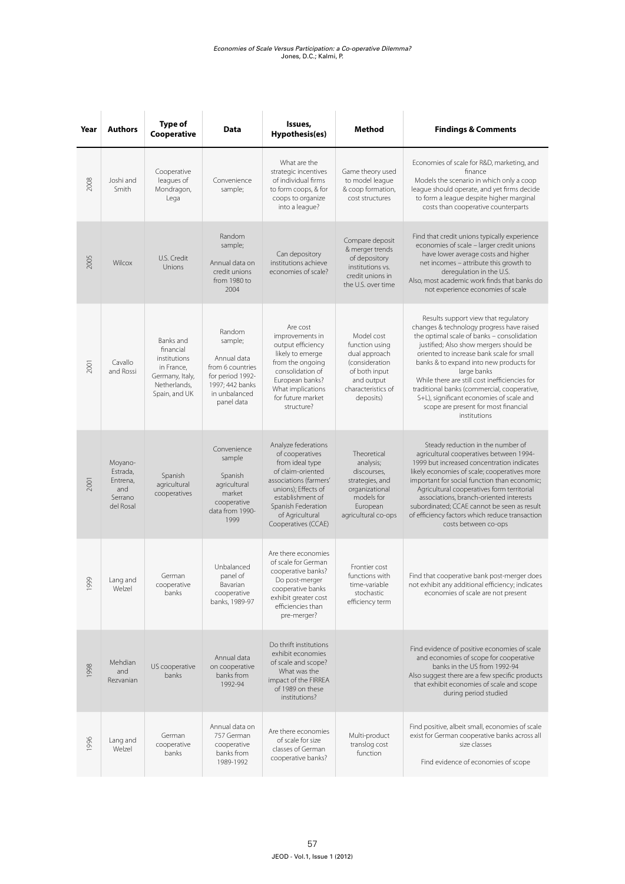| Year | Authors | Type of Cooperative | Data | Issues, Hypothesis(es) | Method | Findings & Comments |
|---|---|---|---|---|---|---|
| 2008 | Joshi and Smith | Cooperative leagues of Mondragon, Lega | Convenience sample; | What are the strategic incentives of individual firms to form coops, & for coops to organize into a league? | Game theory used to model league & coop formation, cost structures | Economies of scale for R&D, marketing, and finance<br>Models the scenario in which only a coop league should operate, and yet firms decide to form a league despite higher marginal costs than cooperative counterparts |
| 2005 | Wilcox | U.S. Credit Unions | Random sample;<br>Annual data on credit unions from 1980 to 2004 | Can depository institutions achieve economies of scale? | Compare deposit & merger trends of depository institutions vs. credit unions in the U.S. over time | Find that credit unions typically experience economies of scale – larger credit unions have lower average costs and higher net incomes – attribute this growth to deregulation in the U.S.<br>Also, most academic work finds that banks do not experience economies of scale |
| 2001 | Cavallo and Rossi | Banks and financial institutions in France, Germany, Italy, Netherlands, Spain, and UK | Random sample;<br>Annual data from 6 countries for period 1992-1997; 442 banks in unbalanced panel data | Are cost improvements in output efficiency likely to emerge from the ongoing consolidation of European banks? What implications for future market structure? | Model cost function using dual approach (consideration of both input and output characteristics of deposits) | Results support view that regulatory changes & technology progress have raised the optimal scale of banks – consolidation justified; Also show mergers should be oriented to increase bank scale for small banks & to expand into new products for large banks<br>While there are still cost inefficiencies for traditional banks (commercial, cooperative, S+L), significant economies of scale and scope are present for most financial institutions |
| 2001 | Moyano-Estrada, Entrena, and Serrano del Rosal | Spanish agricultural cooperatives | Convenience sample<br>Spanish agricultural market cooperative data from 1990-1999 | Analyze federations of cooperatives from ideal type of claim-oriented associations (farmers' unions); Effects of establishment of Spanish Federation of Agricultural Cooperatives (CCAE) | Theoretical analysis; discourses, strategies, and organizational models for European agricultural co-ops | Steady reduction in the number of agricultural cooperatives between 1994-1999 but increased concentration indicates likely economies of scale; cooperatives more important for social function than economic; Agricultural cooperatives form territorial associations, branch-oriented interests subordinated; CCAE cannot be seen as result of efficiency factors which reduce transaction costs between co-ops |
| 1999 | Lang and Welzel | German cooperative banks | Unbalanced panel of Bavarian cooperative banks, 1989-97 | Are there economies of scale for German cooperative banks? Do post-merger cooperative banks exhibit greater cost efficiencies than pre-merger? | Frontier cost functions with time-variable stochastic efficiency term | Find that cooperative bank post-merger does not exhibit any additional efficiency; indicates economies of scale are not present |
| 1998 | Mehdian and Rezvanian | US cooperative banks | Annual data on cooperative banks from 1992-94 | Do thrift institutions exhibit economies of scale and scope? What was the impact of the FIRREA of 1989 on these institutions? | | Find evidence of positive economies of scale and economies of scope for cooperative banks in the US from 1992-94<br>Also suggest there are a few specific products that exhibit economies of scale and scope during period studied |
| 1996 | Lang and Welzel | German cooperative banks | Annual data on 757 German cooperative banks from 1989-1992 | Are there economies of scale for size classes of German cooperative banks? | Multi-product translog cost function | Find positive, albeit small, economies of scale exist for German cooperative banks across all size classes<br>Find evidence of economies of scope |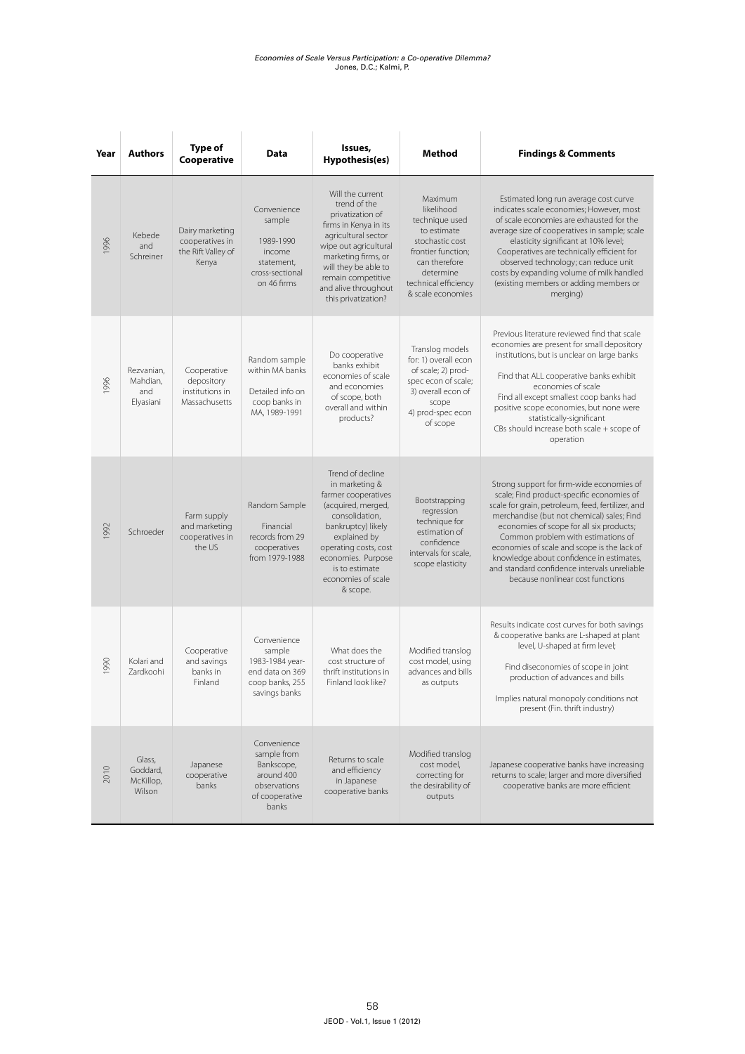| Year | Authors | Type of Cooperative | Data | Issues, Hypothesis(es) | Method | Findings & Comments |
|---|---|---|---|---|---|---|
| 1996 | Kebede and Schreiner | Dairy marketing cooperatives in the Rift Valley of Kenya | Convenience sample 1989-1990 income statement, cross-sectional on 46 firms | Will the current trend of the privatization of firms in Kenya in its agricultural sector wipe out agricultural marketing firms, or will they be able to remain competitive and alive throughout this privatization? | Maximum likelihood technique used to estimate stochastic cost frontier function; can therefore determine technical efficiency & scale economies | Estimated long run average cost curve indicates scale economies; However, most of scale economies are exhausted for the average size of cooperatives in sample; scale elasticity significant at 10% level; Cooperatives are technically efficient for observed technology; can reduce unit costs by expanding volume of milk handled (existing members or adding members or merging) |
| 1996 | Rezvanian, Mahdian, and Elyasiani | Cooperative depository institutions in Massachusetts | Random sample within MA banks Detailed info on coop banks in MA, 1989-1991 | Do cooperative banks exhibit economies of scale and economies of scope, both overall and within products? | Translog models for: 1) overall econ of scale; 2) prod-spec econ of scale; 3) overall econ of scope 4) prod-spec econ of scope | Previous literature reviewed find that scale economies are present for small depository institutions, but is unclear on large banks Find that ALL cooperative banks exhibit economies of scale Find all except smallest coop banks had positive scope economies, but none were statistically-significant CBs should increase both scale + scope of operation |
| 1992 | Schroeder | Farm supply and marketing cooperatives in the US | Random Sample Financial records from 29 cooperatives from 1979-1988 | Trend of decline in marketing & farmer cooperatives (acquired, merged, consolidation, bankruptcy) likely explained by operating costs, cost economies. Purpose is to estimate economies of scale & scope. | Bootstrapping regression technique for estimation of confidence intervals for scale, scope elasticity | Strong support for firm-wide economies of scale; Find product-specific economies of scale for grain, petroleum, feed, fertilizer, and merchandise (but not chemical) sales; Find economies of scope for all six products; Common problem with estimations of economies of scale and scope is the lack of knowledge about confidence in estimates, and standard confidence intervals unreliable because nonlinear cost functions |
| 1990 | Kolari and Zardkoohi | Cooperative and savings banks in Finland | Convenience sample 1983-1984 year-end data on 369 coop banks, 255 savings banks | What does the cost structure of thrift institutions in Finland look like? | Modified translog cost model, using advances and bills as outputs | Results indicate cost curves for both savings & cooperative banks are L-shaped at plant level, U-shaped at firm level; Find diseconomies of scope in joint production of advances and bills Implies natural monopoly conditions not present (Fin. thrift industry) |
| 2010 | Glass, Goddard, McKillop, Wilson | Japanese cooperative banks | Convenience sample from Bankscope, around 400 observations of cooperative banks | Returns to scale and efficiency in Japanese cooperative banks | Modified translog cost model, correcting for the desirability of outputs | Japanese cooperative banks have increasing returns to scale; larger and more diversified cooperative banks are more efficient |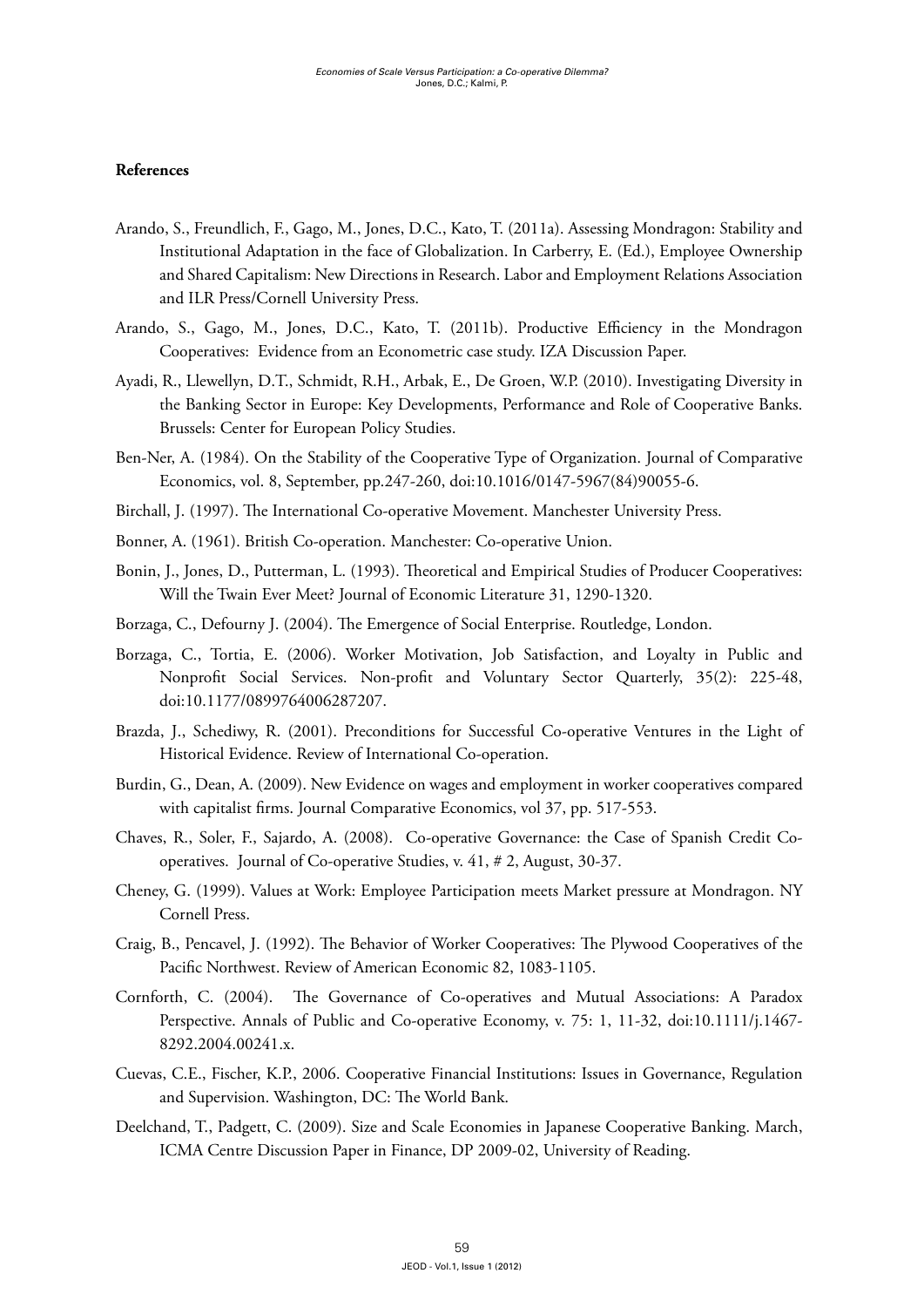**References**

Arando, S., Freundlich, F., Gago, M., Jones, D.C., Kato, T. (2011a). Assessing Mondragon: Stability and Institutional Adaptation in the face of Globalization. In Carberry, E. (Ed.), Employee Ownership and Shared Capitalism: New Directions in Research. Labor and Employment Relations Association and ILR Press/Cornell University Press.

Arando, S., Gago, M., Jones, D.C., Kato, T. (2011b). Productive Efficiency in the Mondragon Cooperatives: Evidence from an Econometric case study. IZA Discussion Paper.

Ayadi, R., Llewellyn, D.T., Schmidt, R.H., Arbak, E., De Groen, W.P. (2010). Investigating Diversity in the Banking Sector in Europe: Key Developments, Performance and Role of Cooperative Banks. Brussels: Center for European Policy Studies.

Ben-Ner, A. (1984). On the Stability of the Cooperative Type of Organization. Journal of Comparative Economics, vol. 8, September, pp.247-260, doi:10.1016/0147-5967(84)90055-6.

Birchall, J. (1997). The International Co-operative Movement. Manchester University Press.

Bonner, A. (1961). British Co-operation. Manchester: Co-operative Union.

Bonin, J., Jones, D., Putterman, L. (1993). Theoretical and Empirical Studies of Producer Cooperatives: Will the Twain Ever Meet? Journal of Economic Literature 31, 1290-1320.

Borzaga, C., Defourny J. (2004). The Emergence of Social Enterprise. Routledge, London.

Borzaga, C., Tortia, E. (2006). Worker Motivation, Job Satisfaction, and Loyalty in Public and Nonprofit Social Services. Non-profit and Voluntary Sector Quarterly, 35(2): 225-48, doi:10.1177/0899764006287207.

Brazda, J., Schediwy, R. (2001). Preconditions for Successful Co-operative Ventures in the Light of Historical Evidence. Review of International Co-operation.

Burdin, G., Dean, A. (2009). New Evidence on wages and employment in worker cooperatives compared with capitalist firms. Journal Comparative Economics, vol 37, pp. 517-553.

Chaves, R., Soler, F., Sajardo, A. (2008). Co-operative Governance: the Case of Spanish Credit Co-operatives. Journal of Co-operative Studies, v. 41, # 2, August, 30-37.

Cheney, G. (1999). Values at Work: Employee Participation meets Market pressure at Mondragon. NY Cornell Press.

Craig, B., Pencavel, J. (1992). The Behavior of Worker Cooperatives: The Plywood Cooperatives of the Pacific Northwest. Review of American Economic 82, 1083-1105.

Cornforth, C. (2004). The Governance of Co-operatives and Mutual Associations: A Paradox Perspective. Annals of Public and Co-operative Economy, v. 75: 1, 11-32, doi:10.1111/j.1467-8292.2004.00241.x.

Cuevas, C.E., Fischer, K.P., 2006. Cooperative Financial Institutions: Issues in Governance, Regulation and Supervision. Washington, DC: The World Bank.

Deelchand, T., Padgett, C. (2009). Size and Scale Economies in Japanese Cooperative Banking. March, ICMA Centre Discussion Paper in Finance, DP 2009-02, University of Reading.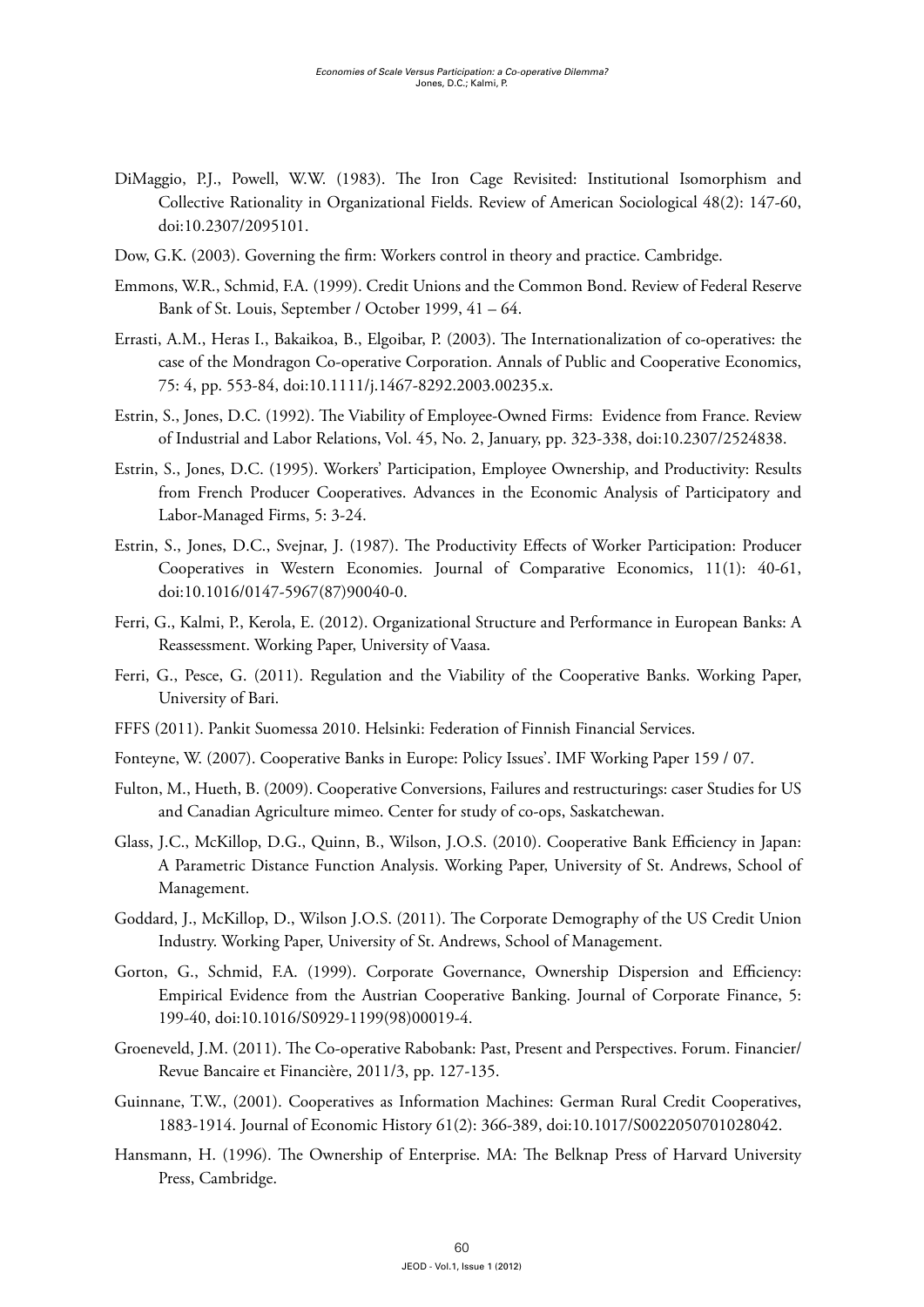DiMaggio, P.J., Powell, W.W. (1983). The Iron Cage Revisited: Institutional Isomorphism and Collective Rationality in Organizational Fields. Review of American Sociological 48(2): 147-60, doi:10.2307/2095101.

Dow, G.K. (2003). Governing the firm: Workers control in theory and practice. Cambridge.

Emmons, W.R., Schmid, F.A. (1999). Credit Unions and the Common Bond. Review of Federal Reserve Bank of St. Louis, September / October 1999, 41 – 64.

Errasti, A.M., Heras I., Bakaikoa, B., Elgoibar, P. (2003). The Internationalization of co-operatives: the case of the Mondragon Co-operative Corporation. Annals of Public and Cooperative Economics, 75: 4, pp. 553-84, doi:10.1111/j.1467-8292.2003.00235.x.

Estrin, S., Jones, D.C. (1992). The Viability of Employee-Owned Firms: Evidence from France. Review of Industrial and Labor Relations, Vol. 45, No. 2, January, pp. 323-338, doi:10.2307/2524838.

Estrin, S., Jones, D.C. (1995). Workers' Participation, Employee Ownership, and Productivity: Results from French Producer Cooperatives. Advances in the Economic Analysis of Participatory and Labor-Managed Firms, 5: 3-24.

Estrin, S., Jones, D.C., Svejnar, J. (1987). The Productivity Effects of Worker Participation: Producer Cooperatives in Western Economies. Journal of Comparative Economics, 11(1): 40-61, doi:10.1016/0147-5967(87)90040-0.

Ferri, G., Kalmi, P., Kerola, E. (2012). Organizational Structure and Performance in European Banks: A Reassessment. Working Paper, University of Vaasa.

Ferri, G., Pesce, G. (2011). Regulation and the Viability of the Cooperative Banks. Working Paper, University of Bari.

FFFS (2011). Pankit Suomessa 2010. Helsinki: Federation of Finnish Financial Services.

Fonteyne, W. (2007). Cooperative Banks in Europe: Policy Issues'. IMF Working Paper 159 / 07.

Fulton, M., Hueth, B. (2009). Cooperative Conversions, Failures and restructurings: caser Studies for US and Canadian Agriculture mimeo. Center for study of co-ops, Saskatchewan.

Glass, J.C., McKillop, D.G., Quinn, B., Wilson, J.O.S. (2010). Cooperative Bank Efficiency in Japan: A Parametric Distance Function Analysis. Working Paper, University of St. Andrews, School of Management.

Goddard, J., McKillop, D., Wilson J.O.S. (2011). The Corporate Demography of the US Credit Union Industry. Working Paper, University of St. Andrews, School of Management.

Gorton, G., Schmid, F.A. (1999). Corporate Governance, Ownership Dispersion and Efficiency: Empirical Evidence from the Austrian Cooperative Banking. Journal of Corporate Finance, 5: 199-40, doi:10.1016/S0929-1199(98)00019-4.

Groeneveld, J.M. (2011). The Co-operative Rabobank: Past, Present and Perspectives. Forum. Financier/ Revue Bancaire et Financière, 2011/3, pp. 127-135.

Guinnane, T.W., (2001). Cooperatives as Information Machines: German Rural Credit Cooperatives, 1883-1914. Journal of Economic History 61(2): 366-389, doi:10.1017/S0022050701028042.

Hansmann, H. (1996). The Ownership of Enterprise. MA: The Belknap Press of Harvard University Press, Cambridge.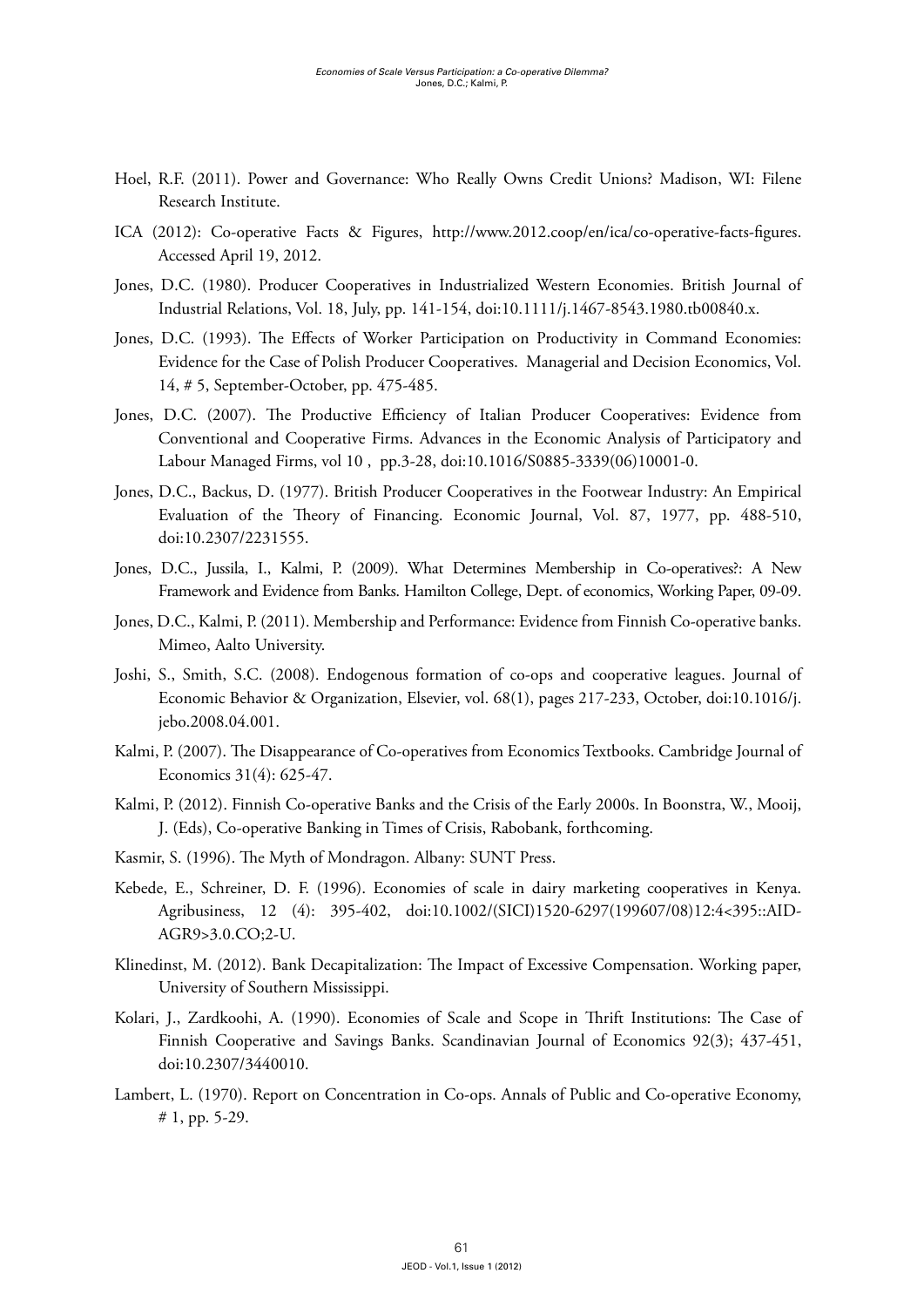Hoel, R.F. (2011). Power and Governance: Who Really Owns Credit Unions? Madison, WI: Filene Research Institute.

ICA (2012): Co-operative Facts & Figures, http://www.2012.coop/en/ica/co-operative-facts-figures. Accessed April 19, 2012.

Jones, D.C. (1980). Producer Cooperatives in Industrialized Western Economies. British Journal of Industrial Relations, Vol. 18, July, pp. 141-154, doi:10.1111/j.1467-8543.1980.tb00840.x.

Jones, D.C. (1993). The Effects of Worker Participation on Productivity in Command Economies: Evidence for the Case of Polish Producer Cooperatives. Managerial and Decision Economics, Vol. 14, # 5, September-October, pp. 475-485.

Jones, D.C. (2007). The Productive Efficiency of Italian Producer Cooperatives: Evidence from Conventional and Cooperative Firms. Advances in the Economic Analysis of Participatory and Labour Managed Firms, vol 10 , pp.3-28, doi:10.1016/S0885-3339(06)10001-0.

Jones, D.C., Backus, D. (1977). British Producer Cooperatives in the Footwear Industry: An Empirical Evaluation of the Theory of Financing. Economic Journal, Vol. 87, 1977, pp. 488-510, doi:10.2307/2231555.

Jones, D.C., Jussila, I., Kalmi, P. (2009). What Determines Membership in Co-operatives?: A New Framework and Evidence from Banks. Hamilton College, Dept. of economics, Working Paper, 09-09.

Jones, D.C., Kalmi, P. (2011). Membership and Performance: Evidence from Finnish Co-operative banks. Mimeo, Aalto University.

Joshi, S., Smith, S.C. (2008). Endogenous formation of co-ops and cooperative leagues. Journal of Economic Behavior & Organization, Elsevier, vol. 68(1), pages 217-233, October, doi:10.1016/j.jebo.2008.04.001.

Kalmi, P. (2007). The Disappearance of Co-operatives from Economics Textbooks. Cambridge Journal of Economics 31(4): 625-47.

Kalmi, P. (2012). Finnish Co-operative Banks and the Crisis of the Early 2000s. In Boonstra, W., Mooij, J. (Eds), Co-operative Banking in Times of Crisis, Rabobank, forthcoming.

Kasmir, S. (1996). The Myth of Mondragon. Albany: SUNT Press.

Kebede, E., Schreiner, D. F. (1996). Economies of scale in dairy marketing cooperatives in Kenya. Agribusiness, 12 (4): 395-402, doi:10.1002/(SICI)1520-6297(199607/08)12:4<395::AID-AGR9>3.0.CO;2-U.

Klinedinst, M. (2012). Bank Decapitalization: The Impact of Excessive Compensation. Working paper, University of Southern Mississippi.

Kolari, J., Zardkoohi, A. (1990). Economies of Scale and Scope in Thrift Institutions: The Case of Finnish Cooperative and Savings Banks. Scandinavian Journal of Economics 92(3); 437-451, doi:10.2307/3440010.

Lambert, L. (1970). Report on Concentration in Co-ops. Annals of Public and Co-operative Economy, # 1, pp. 5-29.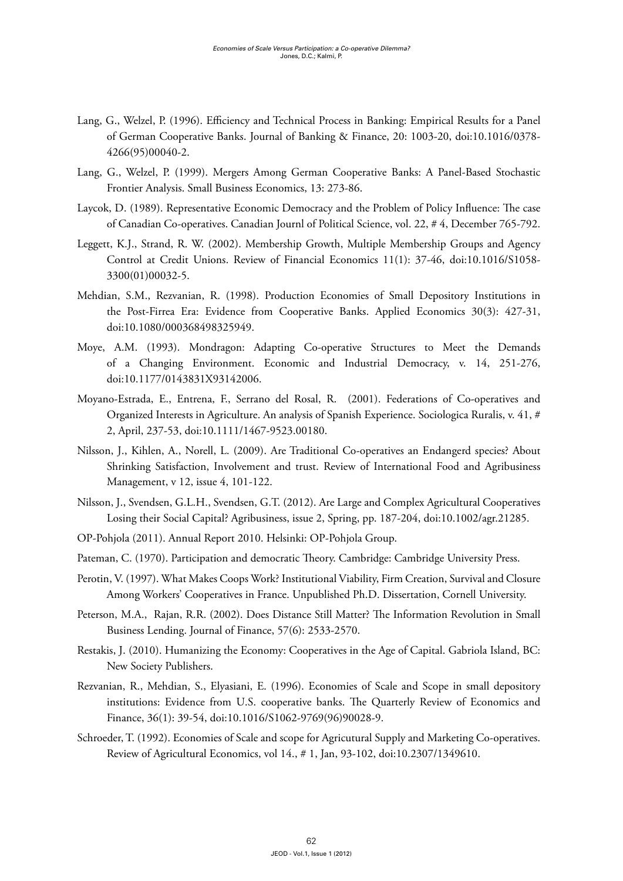Lang, G., Welzel, P. (1996). Efficiency and Technical Process in Banking: Empirical Results for a Panel of German Cooperative Banks. Journal of Banking & Finance, 20: 1003-20, doi:10.1016/0378-4266(95)00040-2.

Lang, G., Welzel, P. (1999). Mergers Among German Cooperative Banks: A Panel-Based Stochastic Frontier Analysis. Small Business Economics, 13: 273-86.

Laycok, D. (1989). Representative Economic Democracy and the Problem of Policy Influence: The case of Canadian Co-operatives. Canadian Journl of Political Science, vol. 22, # 4, December 765-792.

Leggett, K.J., Strand, R. W. (2002). Membership Growth, Multiple Membership Groups and Agency Control at Credit Unions. Review of Financial Economics 11(1): 37-46, doi:10.1016/S1058-3300(01)00032-5.

Mehdian, S.M., Rezvanian, R. (1998). Production Economies of Small Depository Institutions in the Post-Firrea Era: Evidence from Cooperative Banks. Applied Economics 30(3): 427-31, doi:10.1080/000368498325949.

Moye, A.M. (1993). Mondragon: Adapting Co-operative Structures to Meet the Demands of a Changing Environment. Economic and Industrial Democracy, v. 14, 251-276, doi:10.1177/0143831X93142006.

Moyano-Estrada, E., Entrena, F., Serrano del Rosal, R. (2001). Federations of Co-operatives and Organized Interests in Agriculture. An analysis of Spanish Experience. Sociologica Ruralis, v. 41, # 2, April, 237-53, doi:10.1111/1467-9523.00180.

Nilsson, J., Kihlen, A., Norell, L. (2009). Are Traditional Co-operatives an Endangerd species? About Shrinking Satisfaction, Involvement and trust. Review of International Food and Agribusiness Management, v 12, issue 4, 101-122.

Nilsson, J., Svendsen, G.L.H., Svendsen, G.T. (2012). Are Large and Complex Agricultural Cooperatives Losing their Social Capital? Agribusiness, issue 2, Spring, pp. 187-204, doi:10.1002/agr.21285.

OP-Pohjola (2011). Annual Report 2010. Helsinki: OP-Pohjola Group.

Pateman, C. (1970). Participation and democratic Theory. Cambridge: Cambridge University Press.

Perotin, V. (1997). What Makes Coops Work? Institutional Viability, Firm Creation, Survival and Closure Among Workers' Cooperatives in France. Unpublished Ph.D. Dissertation, Cornell University.

Peterson, M.A., Rajan, R.R. (2002). Does Distance Still Matter? The Information Revolution in Small Business Lending. Journal of Finance, 57(6): 2533-2570.

Restakis, J. (2010). Humanizing the Economy: Cooperatives in the Age of Capital. Gabriola Island, BC: New Society Publishers.

Rezvanian, R., Mehdian, S., Elyasiani, E. (1996). Economies of Scale and Scope in small depository institutions: Evidence from U.S. cooperative banks. The Quarterly Review of Economics and Finance, 36(1): 39-54, doi:10.1016/S1062-9769(96)90028-9.

Schroeder, T. (1992). Economies of Scale and scope for Agricutural Supply and Marketing Co-operatives. Review of Agricultural Economics, vol 14., # 1, Jan, 93-102, doi:10.2307/1349610.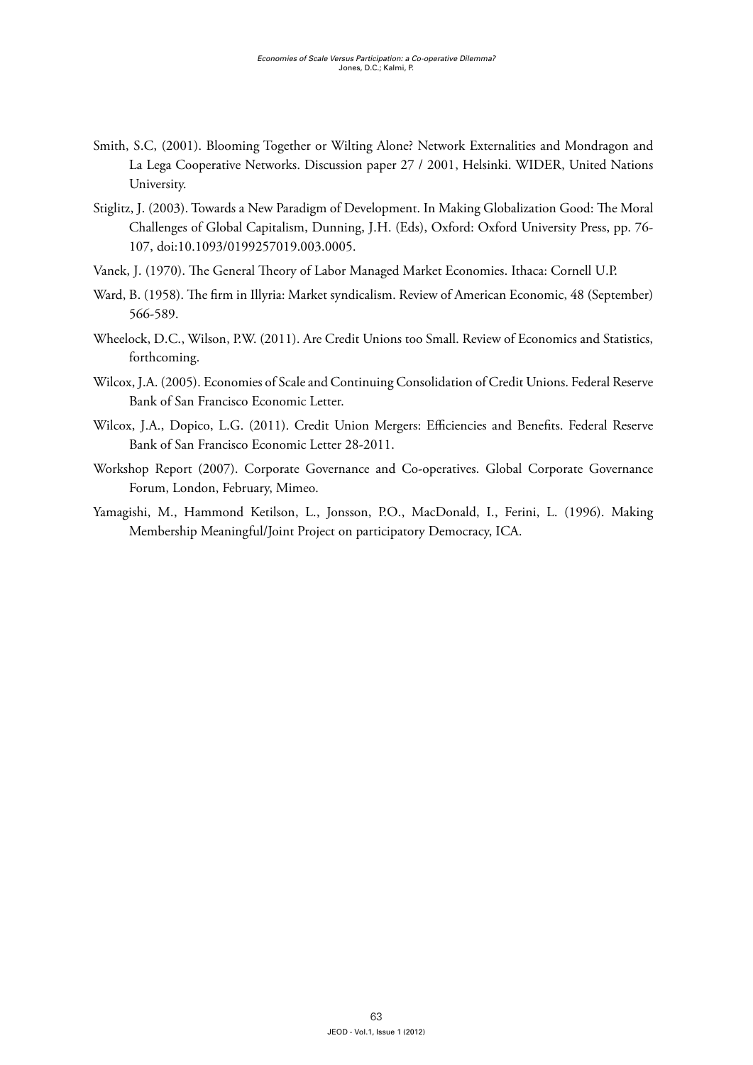Smith, S.C, (2001). Blooming Together or Wilting Alone? Network Externalities and Mondragon and La Lega Cooperative Networks. Discussion paper 27 / 2001, Helsinki. WIDER, United Nations University.

Stiglitz, J. (2003). Towards a New Paradigm of Development. In Making Globalization Good: The Moral Challenges of Global Capitalism, Dunning, J.H. (Eds), Oxford: Oxford University Press, pp. 76-107, doi:10.1093/0199257019.003.0005.

Vanek, J. (1970). The General Theory of Labor Managed Market Economies. Ithaca: Cornell U.P.

Ward, B. (1958). The firm in Illyria: Market syndicalism. Review of American Economic, 48 (September) 566-589.

Wheelock, D.C., Wilson, P.W. (2011). Are Credit Unions too Small. Review of Economics and Statistics, forthcoming.

Wilcox, J.A. (2005). Economies of Scale and Continuing Consolidation of Credit Unions. Federal Reserve Bank of San Francisco Economic Letter.

Wilcox, J.A., Dopico, L.G. (2011). Credit Union Mergers: Efficiencies and Benefits. Federal Reserve Bank of San Francisco Economic Letter 28-2011.

Workshop Report (2007). Corporate Governance and Co-operatives. Global Corporate Governance Forum, London, February, Mimeo.

Yamagishi, M., Hammond Ketilson, L., Jonsson, P.O., MacDonald, I., Ferini, L. (1996). Making Membership Meaningful/Joint Project on participatory Democracy, ICA.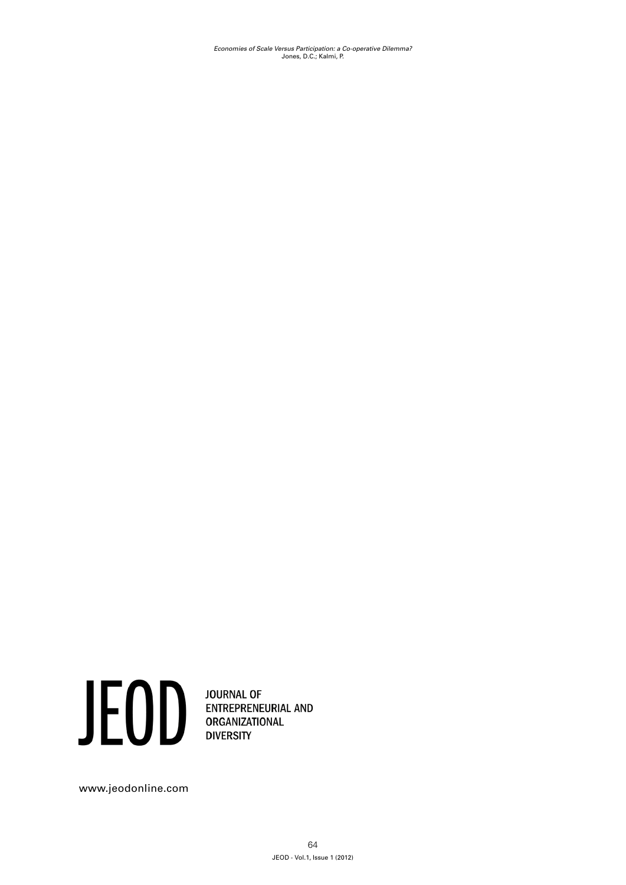JEOD

JOURNAL OF ENTREPRENEURIAL AND ORGANIZATIONAL DIVERSITY

www.jeodonline.com